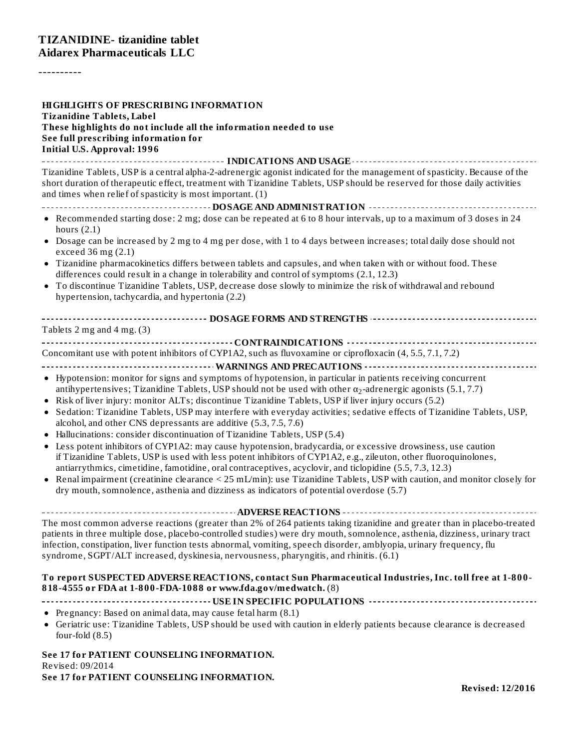# TIZANIDINE- tizanidine tablet
## Aidarex Pharmaceuticals LLC

----------

**HIGHLIGHTS OF PRESCRIBING INFORMATION**
**Tizanidine Tablets, Label**
**These highlights do not include all the information needed to use**
**See full prescribing information for**
**Initial U.S. Approval: 1996**

### INDICATIONS AND USAGE

Tizanidine Tablets, USP is a central alpha-2-adrenergic agonist indicated for the management of spasticity. Because of the short duration of therapeutic effect, treatment with Tizanidine Tablets, USP should be reserved for those daily activities and times when relief of spasticity is most important. (1)

### DOSAGE AND ADMINISTRATION

- Recommended starting dose: 2 mg; dose can be repeated at 6 to 8 hour intervals, up to a maximum of 3 doses in 24 hours (2.1)
- Dosage can be increased by 2 mg to 4 mg per dose, with 1 to 4 days between increases; total daily dose should not exceed 36 mg (2.1)
- Tizanidine pharmacokinetics differs between tablets and capsules, and when taken with or without food. These differences could result in a change in tolerability and control of symptoms (2.1, 12.3)
- To discontinue Tizanidine Tablets, USP, decrease dose slowly to minimize the risk of withdrawal and rebound hypertension, tachycardia, and hypertonia (2.2)

### DOSAGE FORMS AND STRENGTHS

Tablets 2 mg and 4 mg. (3)

### CONTRAINDICATIONS

Concomitant use with potent inhibitors of CYP1A2, such as fluvoxamine or ciprofloxacin (4, 5.5, 7.1, 7.2)

### WARNINGS AND PRECAUTIONS

- Hypotension: monitor for signs and symptoms of hypotension, in particular in patients receiving concurrent antihypertensives; Tizanidine Tablets, USP should not be used with other $\alpha_2$-adrenergic agonists (5.1, 7.7)
- Risk of liver injury: monitor ALTs; discontinue Tizanidine Tablets, USP if liver injury occurs (5.2)
- Sedation: Tizanidine Tablets, USP may interfere with everyday activities; sedative effects of Tizanidine Tablets, USP, alcohol, and other CNS depressants are additive (5.3, 7.5, 7.6)
- Hallucinations: consider discontinuation of Tizanidine Tablets, USP (5.4)
- Less potent inhibitors of CYP1A2: may cause hypotension, bradycardia, or excessive drowsiness, use caution if Tizanidine Tablets, USP is used with less potent inhibitors of CYP1A2, e.g., zileuton, other fluoroquinolones, antiarrythmics, cimetidine, famotidine, oral contraceptives, acyclovir, and ticlopidine (5.5, 7.3, 12.3)
- Renal impairment (creatinine clearance < 25 mL/min): use Tizanidine Tablets, USP with caution, and monitor closely for dry mouth, somnolence, asthenia and dizziness as indicators of potential overdose (5.7)

### ADVERSE REACTIONS

The most common adverse reactions (greater than 2% of 264 patients taking tizanidine and greater than in placebo-treated patients in three multiple dose, placebo-controlled studies) were dry mouth, somnolence, asthenia, dizziness, urinary tract infection, constipation, liver function tests abnormal, vomiting, speech disorder, amblyopia, urinary frequency, flu syndrome, SGPT/ALT increased, dyskinesia, nervousness, pharyngitis, and rhinitis. (6.1)

**To report SUSPECTED ADVERSE REACTIONS, contact Sun Pharmaceutical Industries, Inc. toll free at 1-800-818-4555 or FDA at 1-800-FDA-1088 or www.fda.gov/medwatch.** (8)

### USE IN SPECIFIC POPULATIONS

- Pregnancy: Based on animal data, may cause fetal harm (8.1)
- Geriatric use: Tizanidine Tablets, USP should be used with caution in elderly patients because clearance is decreased four-fold (8.5)

**See 17 for PATIENT COUNSELING INFORMATION.**
Revised: 09/2014
**See 17 for PATIENT COUNSELING INFORMATION.**

**Revised: 12/2016**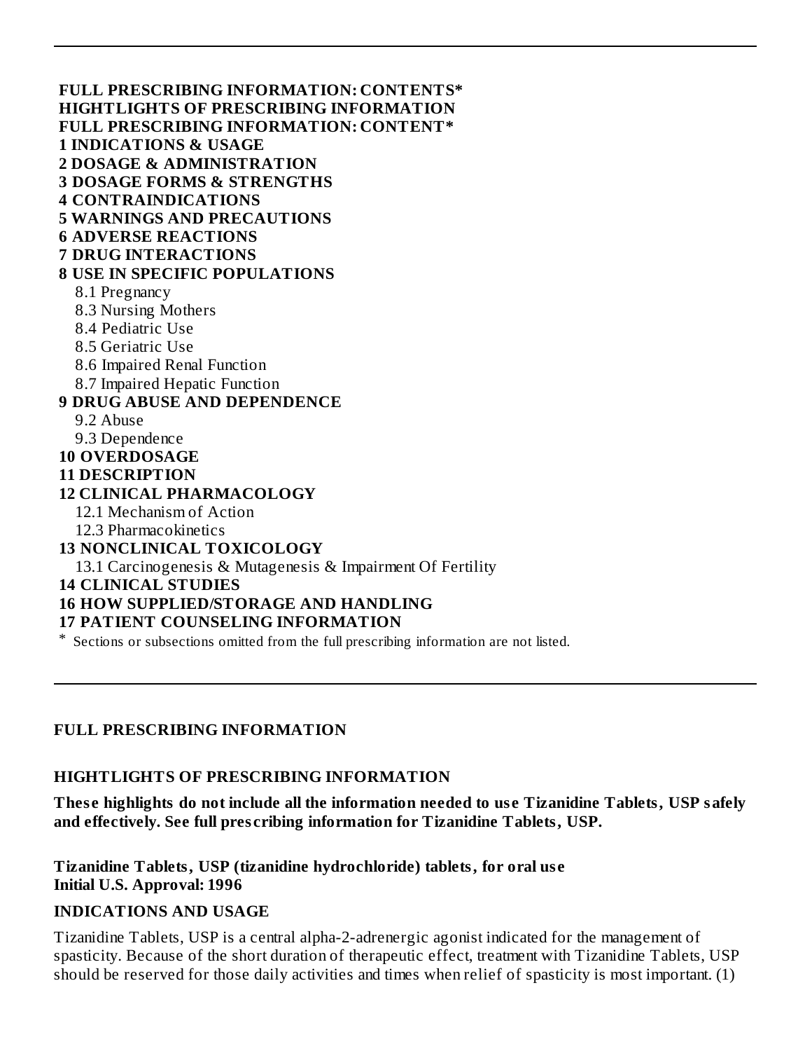**FULL PRESCRIBING INFORMATION: CONTENTS***
**HIGHTLIGHTS OF PRESCRIBING INFORMATION**
**FULL PRESCRIBING INFORMATION: CONTENT***
**1 INDICATIONS & USAGE**
**2 DOSAGE & ADMINISTRATION**
**3 DOSAGE FORMS & STRENGTHS**
**4 CONTRAINDICATIONS**
**5 WARNINGS AND PRECAUTIONS**
**6 ADVERSE REACTIONS**
**7 DRUG INTERACTIONS**
**8 USE IN SPECIFIC POPULATIONS**
- 8.1 Pregnancy
- 8.3 Nursing Mothers
- 8.4 Pediatric Use
- 8.5 Geriatric Use
- 8.6 Impaired Renal Function
- 8.7 Impaired Hepatic Function

**9 DRUG ABUSE AND DEPENDENCE**
- 9.2 Abuse
- 9.3 Dependence

**10 OVERDOSAGE**
**11 DESCRIPTION**
**12 CLINICAL PHARMACOLOGY**
- 12.1 Mechanism of Action
- 12.3 Pharmacokinetics

**13 NONCLINICAL TOXICOLOGY**
- 13.1 Carcinogenesis & Mutagenesis & Impairment Of Fertility

**14 CLINICAL STUDIES**
**16 HOW SUPPLIED/STORAGE AND HANDLING**
**17 PATIENT COUNSELING INFORMATION**

* Sections or subsections omitted from the full prescribing information are not listed.

---

## FULL PRESCRIBING INFORMATION

### HIGHTLIGHTS OF PRESCRIBING INFORMATION

**These highlights do not include all the information needed to use Tizanidine Tablets, USP safely and effectively. See full prescribing information for Tizanidine Tablets, USP.**

**Tizanidine Tablets, USP (tizanidine hydrochloride) tablets, for oral use**
**Initial U.S. Approval: 1996**

### INDICATIONS AND USAGE

Tizanidine Tablets, USP is a central alpha-2-adrenergic agonist indicated for the management of spasticity. Because of the short duration of therapeutic effect, treatment with Tizanidine Tablets, USP should be reserved for those daily activities and times when relief of spasticity is most important. (1)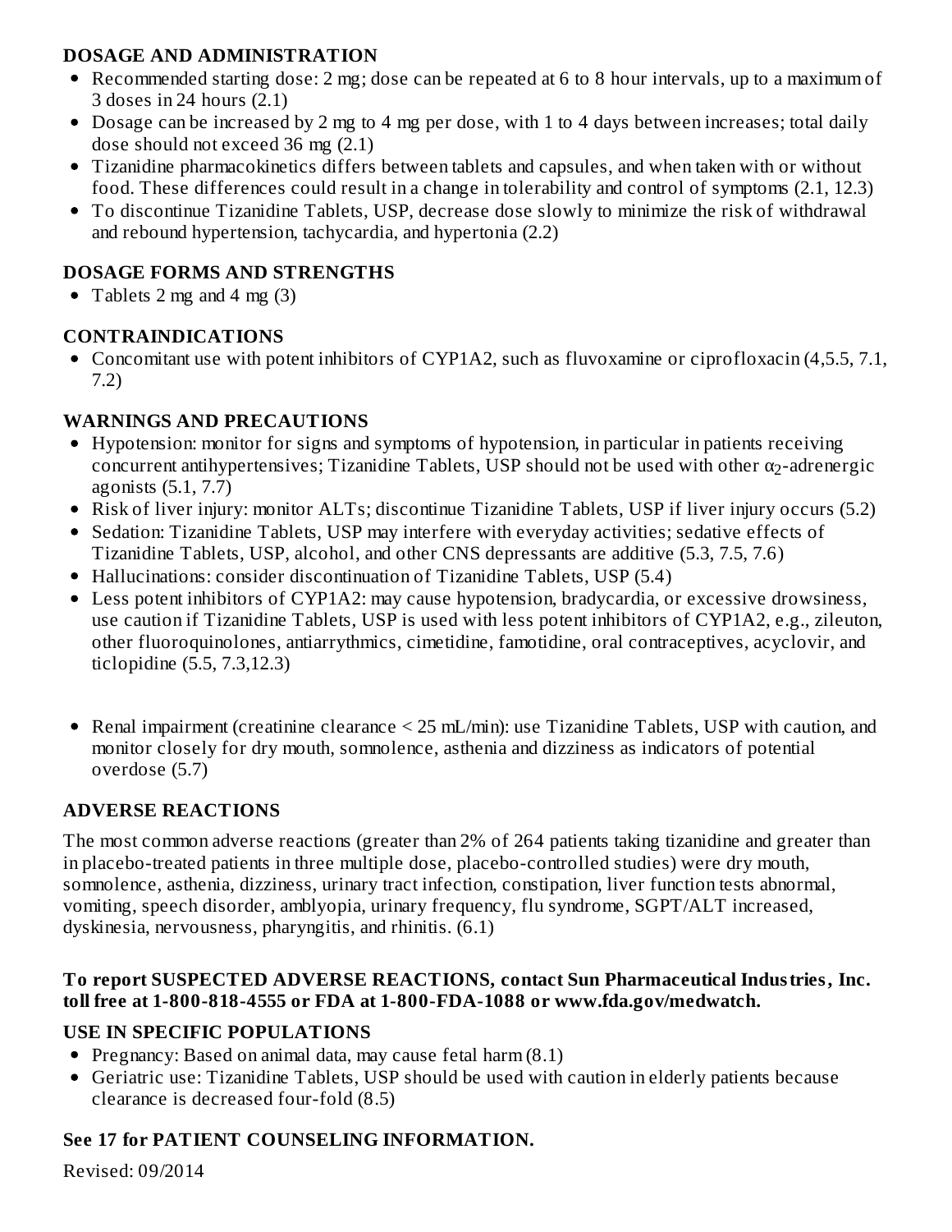## DOSAGE AND ADMINISTRATION

- Recommended starting dose: 2 mg; dose can be repeated at 6 to 8 hour intervals, up to a maximum of 3 doses in 24 hours (2.1)
- Dosage can be increased by 2 mg to 4 mg per dose, with 1 to 4 days between increases; total daily dose should not exceed 36 mg (2.1)
- Tizanidine pharmacokinetics differs between tablets and capsules, and when taken with or without food. These differences could result in a change in tolerability and control of symptoms (2.1, 12.3)
- To discontinue Tizanidine Tablets, USP, decrease dose slowly to minimize the risk of withdrawal and rebound hypertension, tachycardia, and hypertonia (2.2)

## DOSAGE FORMS AND STRENGTHS

- Tablets 2 mg and 4 mg (3)

## CONTRAINDICATIONS

- Concomitant use with potent inhibitors of CYP1A2, such as fluvoxamine or ciprofloxacin (4,5.5, 7.1, 7.2)

## WARNINGS AND PRECAUTIONS

- Hypotension: monitor for signs and symptoms of hypotension, in particular in patients receiving concurrent antihypertensives; Tizanidine Tablets, USP should not be used with other $\alpha_2$-adrenergic agonists (5.1, 7.7)
- Risk of liver injury: monitor ALTs; discontinue Tizanidine Tablets, USP if liver injury occurs (5.2)
- Sedation: Tizanidine Tablets, USP may interfere with everyday activities; sedative effects of Tizanidine Tablets, USP, alcohol, and other CNS depressants are additive (5.3, 7.5, 7.6)
- Hallucinations: consider discontinuation of Tizanidine Tablets, USP (5.4)
- Less potent inhibitors of CYP1A2: may cause hypotension, bradycardia, or excessive drowsiness, use caution if Tizanidine Tablets, USP is used with less potent inhibitors of CYP1A2, e.g., zileuton, other fluoroquinolones, antiarrythmics, cimetidine, famotidine, oral contraceptives, acyclovir, and ticlopidine (5.5, 7.3,12.3)
- Renal impairment (creatinine clearance < 25 mL/min): use Tizanidine Tablets, USP with caution, and monitor closely for dry mouth, somnolence, asthenia and dizziness as indicators of potential overdose (5.7)

## ADVERSE REACTIONS

The most common adverse reactions (greater than 2% of 264 patients taking tizanidine and greater than in placebo-treated patients in three multiple dose, placebo-controlled studies) were dry mouth, somnolence, asthenia, dizziness, urinary tract infection, constipation, liver function tests abnormal, vomiting, speech disorder, amblyopia, urinary frequency, flu syndrome, SGPT/ALT increased, dyskinesia, nervousness, pharyngitis, and rhinitis. (6.1)

**To report SUSPECTED ADVERSE REACTIONS, contact Sun Pharmaceutical Industries, Inc. toll free at 1-800-818-4555 or FDA at 1-800-FDA-1088 or www.fda.gov/medwatch.**

## USE IN SPECIFIC POPULATIONS

- Pregnancy: Based on animal data, may cause fetal harm (8.1)
- Geriatric use: Tizanidine Tablets, USP should be used with caution in elderly patients because clearance is decreased four-fold (8.5)

**See 17 for PATIENT COUNSELING INFORMATION.**

Revised: 09/2014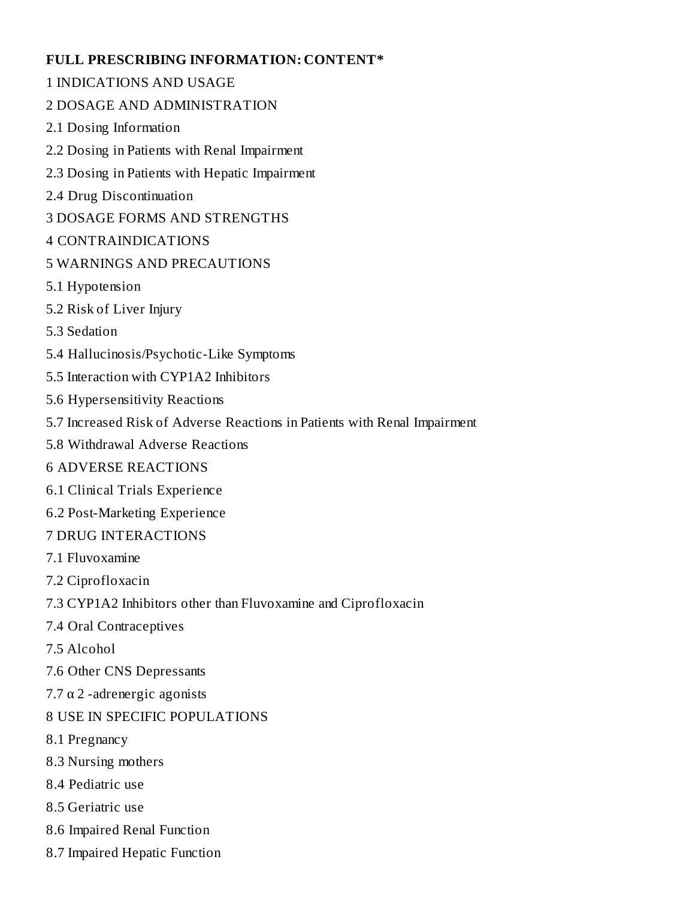**FULL PRESCRIBING INFORMATION: CONTENT***

1 INDICATIONS AND USAGE

2 DOSAGE AND ADMINISTRATION

2.1 Dosing Information

2.2 Dosing in Patients with Renal Impairment

2.3 Dosing in Patients with Hepatic Impairment

2.4 Drug Discontinuation

3 DOSAGE FORMS AND STRENGTHS

4 CONTRAINDICATIONS

5 WARNINGS AND PRECAUTIONS

5.1 Hypotension

5.2 Risk of Liver Injury

5.3 Sedation

5.4 Hallucinosis/Psychotic-Like Symptoms

5.5 Interaction with CYP1A2 Inhibitors

5.6 Hypersensitivity Reactions

5.7 Increased Risk of Adverse Reactions in Patients with Renal Impairment

5.8 Withdrawal Adverse Reactions

6 ADVERSE REACTIONS

6.1 Clinical Trials Experience

6.2 Post-Marketing Experience

7 DRUG INTERACTIONS

7.1 Fluvoxamine

7.2 Ciprofloxacin

7.3 CYP1A2 Inhibitors other than Fluvoxamine and Ciprofloxacin

7.4 Oral Contraceptives

7.5 Alcohol

7.6 Other CNS Depressants

7.7 $\alpha_2$-adrenergic agonists

8 USE IN SPECIFIC POPULATIONS

8.1 Pregnancy

8.3 Nursing mothers

8.4 Pediatric use

8.5 Geriatric use

8.6 Impaired Renal Function

8.7 Impaired Hepatic Function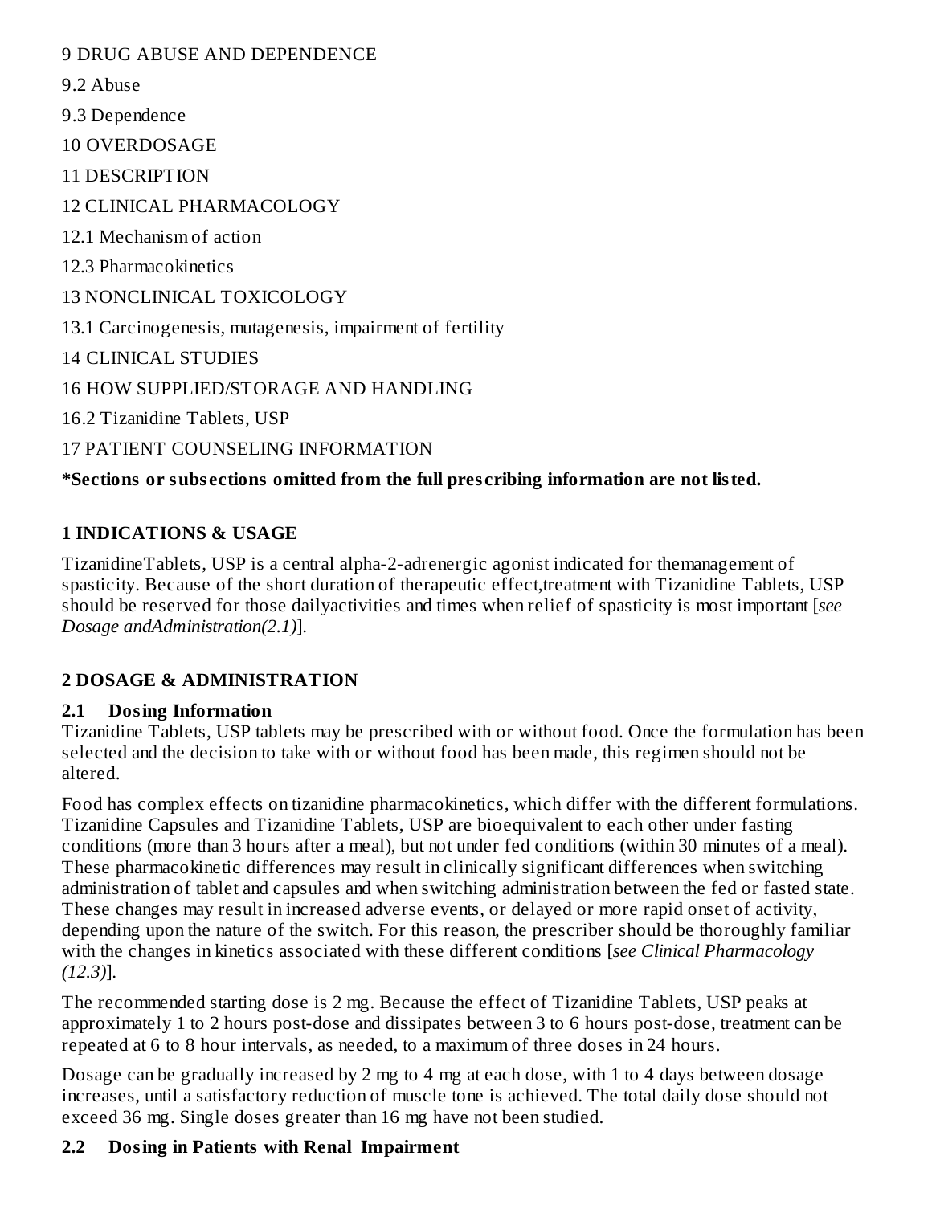9 DRUG ABUSE AND DEPENDENCE

9.2 Abuse

9.3 Dependence

10 OVERDOSAGE

11 DESCRIPTION

12 CLINICAL PHARMACOLOGY

12.1 Mechanism of action

12.3 Pharmacokinetics

13 NONCLINICAL TOXICOLOGY

13.1 Carcinogenesis, mutagenesis, impairment of fertility

14 CLINICAL STUDIES

16 HOW SUPPLIED/STORAGE AND HANDLING

16.2 Tizanidine Tablets, USP

17 PATIENT COUNSELING INFORMATION

**\*Sections or subsections omitted from the full prescribing information are not listed.**

## 1 INDICATIONS & USAGE

TizanidineTablets, USP is a central alpha-2-adrenergic agonist indicated for themanagement of spasticity. Because of the short duration of therapeutic effect,treatment with Tizanidine Tablets, USP should be reserved for those dailyactivities and times when relief of spasticity is most important [*see Dosage andAdministration(2.1)*].

## 2 DOSAGE & ADMINISTRATION

### 2.1 Dosing Information

Tizanidine Tablets, USP tablets may be prescribed with or without food. Once the formulation has been selected and the decision to take with or without food has been made, this regimen should not be altered.

Food has complex effects on tizanidine pharmacokinetics, which differ with the different formulations. Tizanidine Capsules and Tizanidine Tablets, USP are bioequivalent to each other under fasting conditions (more than 3 hours after a meal), but not under fed conditions (within 30 minutes of a meal). These pharmacokinetic differences may result in clinically significant differences when switching administration of tablet and capsules and when switching administration between the fed or fasted state. These changes may result in increased adverse events, or delayed or more rapid onset of activity, depending upon the nature of the switch. For this reason, the prescriber should be thoroughly familiar with the changes in kinetics associated with these different conditions [*see Clinical Pharmacology (12.3)*].

The recommended starting dose is 2 mg. Because the effect of Tizanidine Tablets, USP peaks at approximately 1 to 2 hours post-dose and dissipates between 3 to 6 hours post-dose, treatment can be repeated at 6 to 8 hour intervals, as needed, to a maximum of three doses in 24 hours.

Dosage can be gradually increased by 2 mg to 4 mg at each dose, with 1 to 4 days between dosage increases, until a satisfactory reduction of muscle tone is achieved. The total daily dose should not exceed 36 mg. Single doses greater than 16 mg have not been studied.

### 2.2 Dosing in Patients with Renal Impairment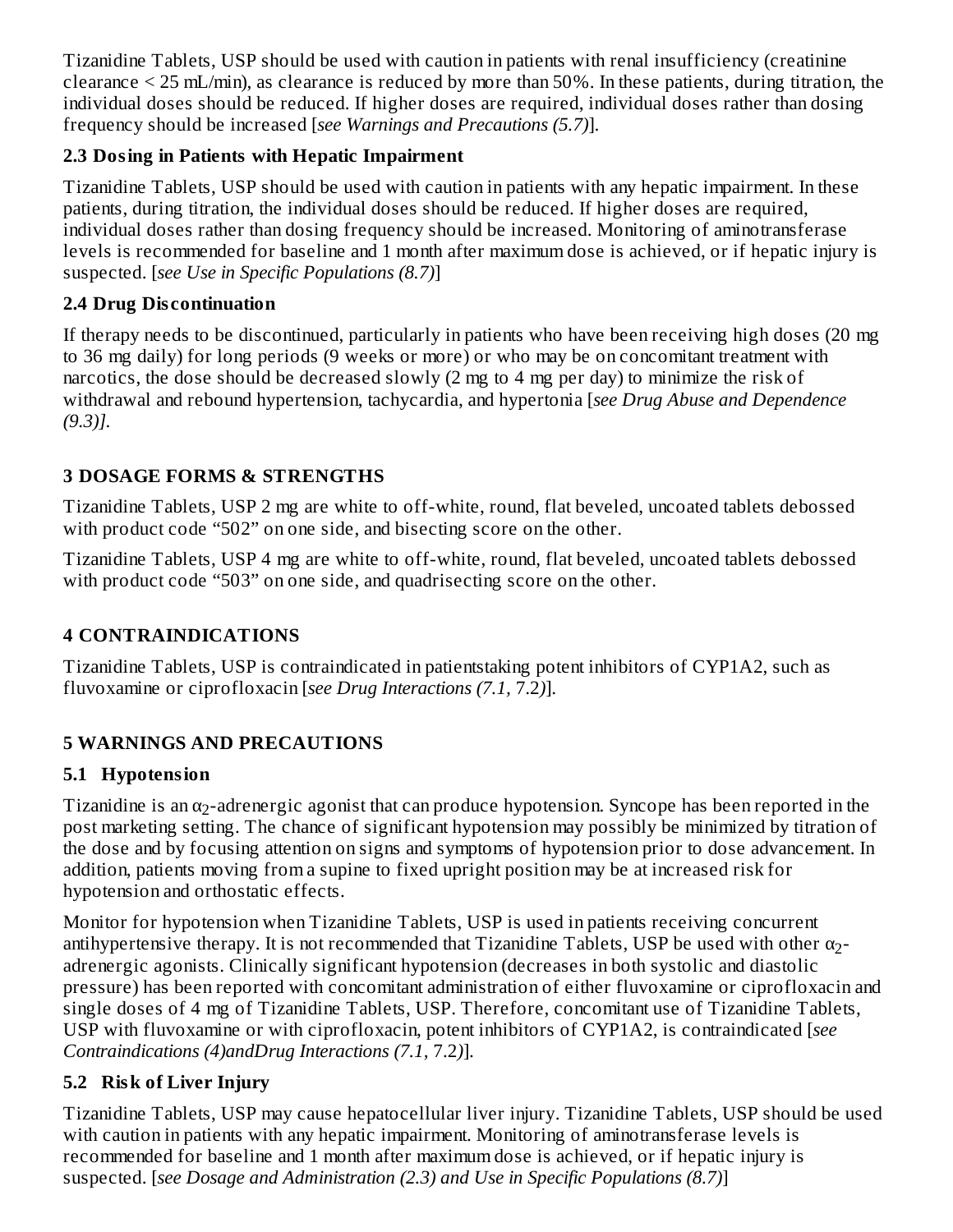Tizanidine Tablets, USP should be used with caution in patients with renal insufficiency (creatinine clearance < 25 mL/min), as clearance is reduced by more than 50%. In these patients, during titration, the individual doses should be reduced. If higher doses are required, individual doses rather than dosing frequency should be increased [*see Warnings and Precautions (5.7)*].

### 2.3 Dosing in Patients with Hepatic Impairment

Tizanidine Tablets, USP should be used with caution in patients with any hepatic impairment. In these patients, during titration, the individual doses should be reduced. If higher doses are required, individual doses rather than dosing frequency should be increased. Monitoring of aminotransferase levels is recommended for baseline and 1 month after maximum dose is achieved, or if hepatic injury is suspected. [*see Use in Specific Populations (8.7)*]

### 2.4 Drug Discontinuation

If therapy needs to be discontinued, particularly in patients who have been receiving high doses (20 mg to 36 mg daily) for long periods (9 weeks or more) or who may be on concomitant treatment with narcotics, the dose should be decreased slowly (2 mg to 4 mg per day) to minimize the risk of withdrawal and rebound hypertension, tachycardia, and hypertonia [*see Drug Abuse and Dependence (9.3)]*.

## 3 DOSAGE FORMS & STRENGTHS

Tizanidine Tablets, USP 2 mg are white to off-white, round, flat beveled, uncoated tablets debossed with product code "502" on one side, and bisecting score on the other.

Tizanidine Tablets, USP 4 mg are white to off-white, round, flat beveled, uncoated tablets debossed with product code "503" on one side, and quadrisecting score on the other.

## 4 CONTRAINDICATIONS

Tizanidine Tablets, USP is contraindicated in patientstaking potent inhibitors of CYP1A2, such as fluvoxamine or ciprofloxacin [*see Drug Interactions (7.1,* 7.2*)*].

## 5 WARNINGS AND PRECAUTIONS

### 5.1 Hypotension

Tizanidine is an $\alpha_2$-adrenergic agonist that can produce hypotension. Syncope has been reported in the post marketing setting. The chance of significant hypotension may possibly be minimized by titration of the dose and by focusing attention on signs and symptoms of hypotension prior to dose advancement. In addition, patients moving from a supine to fixed upright position may be at increased risk for hypotension and orthostatic effects.

Monitor for hypotension when Tizanidine Tablets, USP is used in patients receiving concurrent antihypertensive therapy. It is not recommended that Tizanidine Tablets, USP be used with other $\alpha_2$-adrenergic agonists. Clinically significant hypotension (decreases in both systolic and diastolic pressure) has been reported with concomitant administration of either fluvoxamine or ciprofloxacin and single doses of 4 mg of Tizanidine Tablets, USP. Therefore, concomitant use of Tizanidine Tablets, USP with fluvoxamine or with ciprofloxacin, potent inhibitors of CYP1A2, is contraindicated [*see Contraindications (4)andDrug Interactions (7.1,* 7.2*)*].

### 5.2 Risk of Liver Injury

Tizanidine Tablets, USP may cause hepatocellular liver injury. Tizanidine Tablets, USP should be used with caution in patients with any hepatic impairment. Monitoring of aminotransferase levels is recommended for baseline and 1 month after maximum dose is achieved, or if hepatic injury is suspected. [*see Dosage and Administration (2.3) and Use in Specific Populations (8.7)*]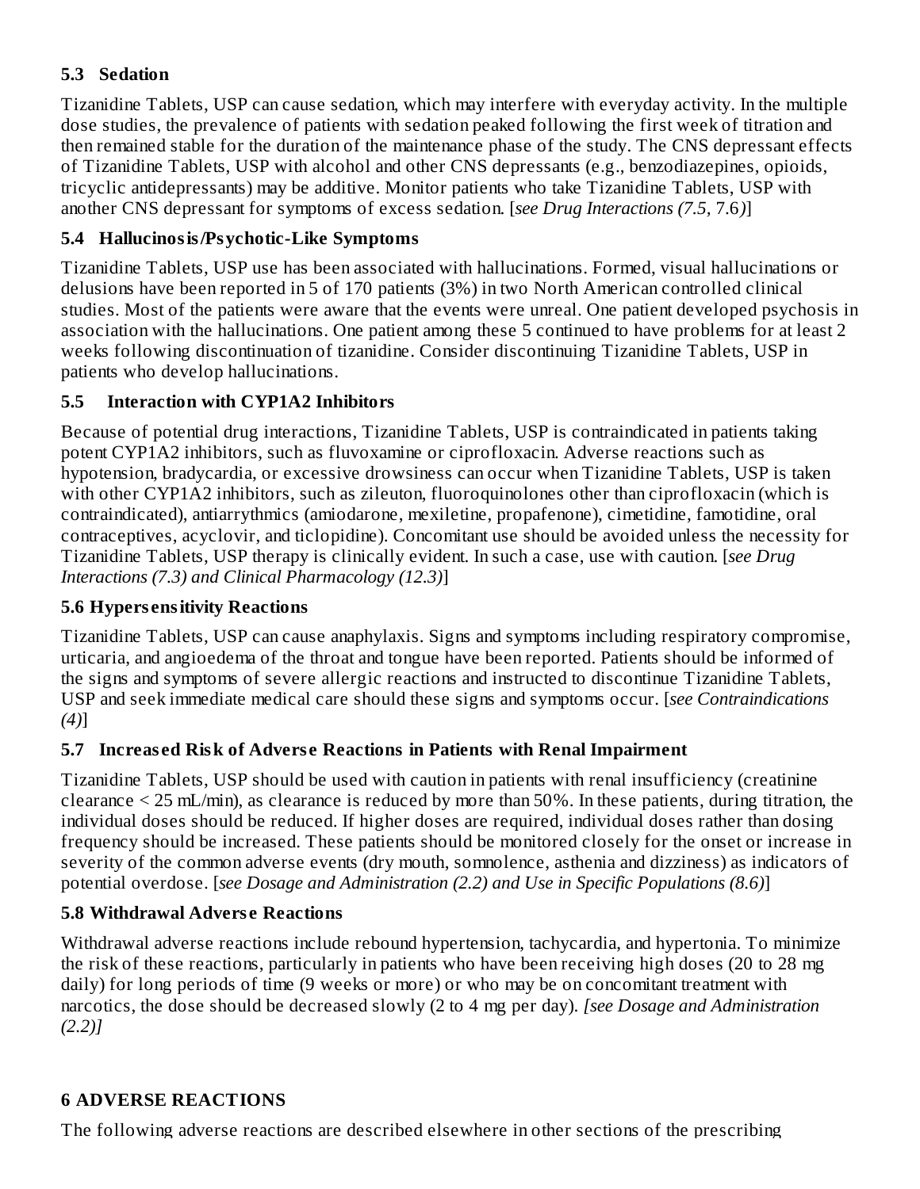### 5.3 Sedation

Tizanidine Tablets, USP can cause sedation, which may interfere with everyday activity. In the multiple dose studies, the prevalence of patients with sedation peaked following the first week of titration and then remained stable for the duration of the maintenance phase of the study. The CNS depressant effects of Tizanidine Tablets, USP with alcohol and other CNS depressants (e.g., benzodiazepines, opioids, tricyclic antidepressants) may be additive. Monitor patients who take Tizanidine Tablets, USP with another CNS depressant for symptoms of excess sedation. [*see Drug Interactions (7.5,* 7.6*)*]

### 5.4 Hallucinosis/Psychotic-Like Symptoms

Tizanidine Tablets, USP use has been associated with hallucinations. Formed, visual hallucinations or delusions have been reported in 5 of 170 patients (3%) in two North American controlled clinical studies. Most of the patients were aware that the events were unreal. One patient developed psychosis in association with the hallucinations. One patient among these 5 continued to have problems for at least 2 weeks following discontinuation of tizanidine. Consider discontinuing Tizanidine Tablets, USP in patients who develop hallucinations.

### 5.5 Interaction with CYP1A2 Inhibitors

Because of potential drug interactions, Tizanidine Tablets, USP is contraindicated in patients taking potent CYP1A2 inhibitors, such as fluvoxamine or ciprofloxacin. Adverse reactions such as hypotension, bradycardia, or excessive drowsiness can occur when Tizanidine Tablets, USP is taken with other CYP1A2 inhibitors, such as zileuton, fluoroquinolones other than ciprofloxacin (which is contraindicated), antiarrythmics (amiodarone, mexiletine, propafenone), cimetidine, famotidine, oral contraceptives, acyclovir, and ticlopidine). Concomitant use should be avoided unless the necessity for Tizanidine Tablets, USP therapy is clinically evident. In such a case, use with caution. [*see Drug Interactions (7.3) and Clinical Pharmacology (12.3)*]

### 5.6 Hypersensitivity Reactions

Tizanidine Tablets, USP can cause anaphylaxis. Signs and symptoms including respiratory compromise, urticaria, and angioedema of the throat and tongue have been reported. Patients should be informed of the signs and symptoms of severe allergic reactions and instructed to discontinue Tizanidine Tablets, USP and seek immediate medical care should these signs and symptoms occur. [*see Contraindications (4)*]

### 5.7 Increased Risk of Adverse Reactions in Patients with Renal Impairment

Tizanidine Tablets, USP should be used with caution in patients with renal insufficiency (creatinine clearance < 25 mL/min), as clearance is reduced by more than 50%. In these patients, during titration, the individual doses should be reduced. If higher doses are required, individual doses rather than dosing frequency should be increased. These patients should be monitored closely for the onset or increase in severity of the common adverse events (dry mouth, somnolence, asthenia and dizziness) as indicators of potential overdose. [*see Dosage and Administration (2.2) and Use in Specific Populations (8.6)*]

### 5.8 Withdrawal Adverse Reactions

Withdrawal adverse reactions include rebound hypertension, tachycardia, and hypertonia. To minimize the risk of these reactions, particularly in patients who have been receiving high doses (20 to 28 mg daily) for long periods of time (9 weeks or more) or who may be on concomitant treatment with narcotics, the dose should be decreased slowly (2 to 4 mg per day). *[see Dosage and Administration (2.2)]*

## 6 ADVERSE REACTIONS

The following adverse reactions are described elsewhere in other sections of the prescribing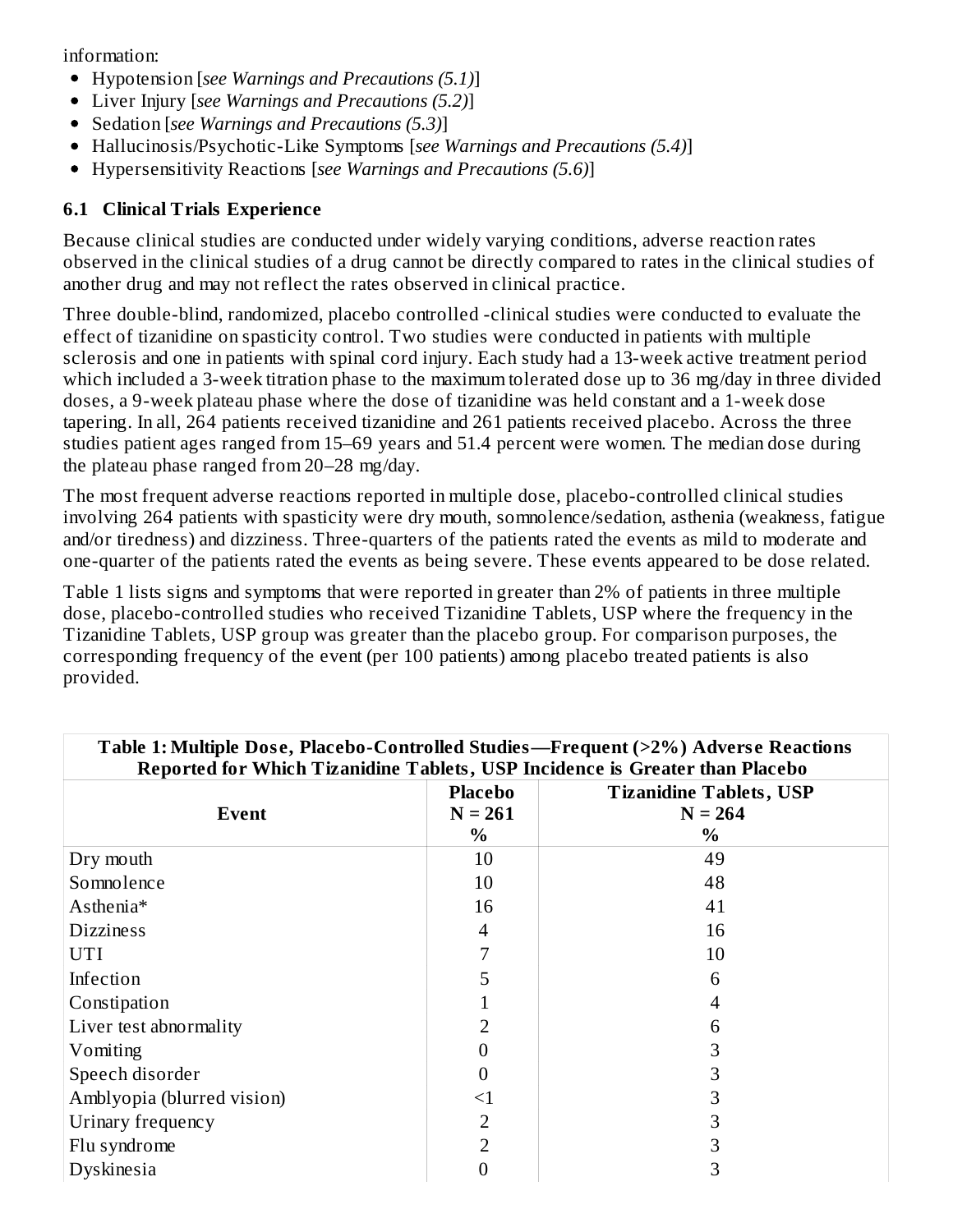information:

- Hypotension [*see Warnings and Precautions (5.1)*]
- Liver Injury [*see Warnings and Precautions (5.2)*]
- Sedation [*see Warnings and Precautions (5.3)*]
- Hallucinosis/Psychotic-Like Symptoms [*see Warnings and Precautions (5.4)*]
- Hypersensitivity Reactions [*see Warnings and Precautions (5.6)*]

### 6.1 Clinical Trials Experience

Because clinical studies are conducted under widely varying conditions, adverse reaction rates observed in the clinical studies of a drug cannot be directly compared to rates in the clinical studies of another drug and may not reflect the rates observed in clinical practice.

Three double-blind, randomized, placebo controlled -clinical studies were conducted to evaluate the effect of tizanidine on spasticity control. Two studies were conducted in patients with multiple sclerosis and one in patients with spinal cord injury. Each study had a 13-week active treatment period which included a 3-week titration phase to the maximum tolerated dose up to 36 mg/day in three divided doses, a 9-week plateau phase where the dose of tizanidine was held constant and a 1-week dose tapering. In all, 264 patients received tizanidine and 261 patients received placebo. Across the three studies patient ages ranged from 15–69 years and 51.4 percent were women. The median dose during the plateau phase ranged from 20–28 mg/day.

The most frequent adverse reactions reported in multiple dose, placebo-controlled clinical studies involving 264 patients with spasticity were dry mouth, somnolence/sedation, asthenia (weakness, fatigue and/or tiredness) and dizziness. Three-quarters of the patients rated the events as mild to moderate and one-quarter of the patients rated the events as being severe. These events appeared to be dose related.

Table 1 lists signs and symptoms that were reported in greater than 2% of patients in three multiple dose, placebo-controlled studies who received Tizanidine Tablets, USP where the frequency in the Tizanidine Tablets, USP group was greater than the placebo group. For comparison purposes, the corresponding frequency of the event (per 100 patients) among placebo treated patients is also provided.

**Table 1: Multiple Dose, Placebo-Controlled Studies—Frequent (>2%) Adverse Reactions Reported for Which Tizanidine Tablets, USP Incidence is Greater than Placebo**

| Event | Placebo N = 261 % | Tizanidine Tablets, USP N = 264 % |
|---|---|---|
| Dry mouth | 10 | 49 |
| Somnolence | 10 | 48 |
| Asthenia* | 16 | 41 |
| Dizziness | 4 | 16 |
| UTI | 7 | 10 |
| Infection | 5 | 6 |
| Constipation | 1 | 4 |
| Liver test abnormality | 2 | 6 |
| Vomiting | 0 | 3 |
| Speech disorder | 0 | 3 |
| Amblyopia (blurred vision) | <1 | 3 |
| Urinary frequency | 2 | 3 |
| Flu syndrome | 2 | 3 |
| Dyskinesia | 0 | 3 |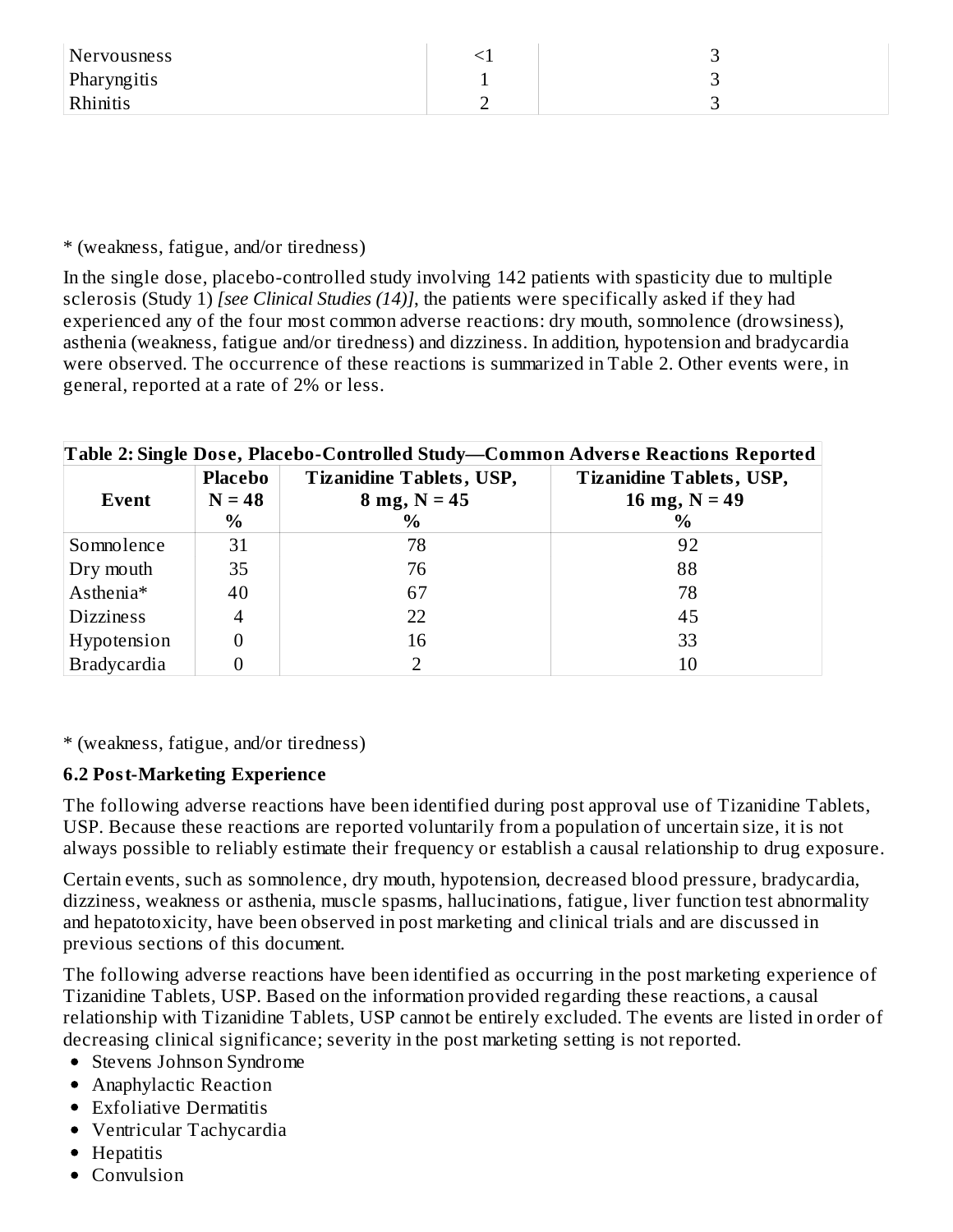| Nervousness | <1 | 3 |
|---|---|---|
| Pharyngitis | 1 | 3 |
| Rhinitis | 2 | 3 |

* (weakness, fatigue, and/or tiredness)

In the single dose, placebo-controlled study involving 142 patients with spasticity due to multiple sclerosis (Study 1) *[see Clinical Studies (14)]*, the patients were specifically asked if they had experienced any of the four most common adverse reactions: dry mouth, somnolence (drowsiness), asthenia (weakness, fatigue and/or tiredness) and dizziness. In addition, hypotension and bradycardia were observed. The occurrence of these reactions is summarized in Table 2. Other events were, in general, reported at a rate of 2% or less.

**Table 2: Single Dose, Placebo-Controlled Study—Common Adverse Reactions Reported**

| Event | Placebo N = 48 % | Tizanidine Tablets, USP, 8 mg, N = 45 % | Tizanidine Tablets, USP, 16 mg, N = 49 % |
|---|---|---|---|
| Somnolence | 31 | 78 | 92 |
| Dry mouth | 35 | 76 | 88 |
| Asthenia* | 40 | 67 | 78 |
| Dizziness | 4 | 22 | 45 |
| Hypotension | 0 | 16 | 33 |
| Bradycardia | 0 | 2 | 10 |

* (weakness, fatigue, and/or tiredness)

### 6.2 Post-Marketing Experience

The following adverse reactions have been identified during post approval use of Tizanidine Tablets, USP. Because these reactions are reported voluntarily from a population of uncertain size, it is not always possible to reliably estimate their frequency or establish a causal relationship to drug exposure.

Certain events, such as somnolence, dry mouth, hypotension, decreased blood pressure, bradycardia, dizziness, weakness or asthenia, muscle spasms, hallucinations, fatigue, liver function test abnormality and hepatotoxicity, have been observed in post marketing and clinical trials and are discussed in previous sections of this document.

The following adverse reactions have been identified as occurring in the post marketing experience of Tizanidine Tablets, USP. Based on the information provided regarding these reactions, a causal relationship with Tizanidine Tablets, USP cannot be entirely excluded. The events are listed in order of decreasing clinical significance; severity in the post marketing setting is not reported.

- Stevens Johnson Syndrome
- Anaphylactic Reaction
- Exfoliative Dermatitis
- Ventricular Tachycardia
- Hepatitis
- Convulsion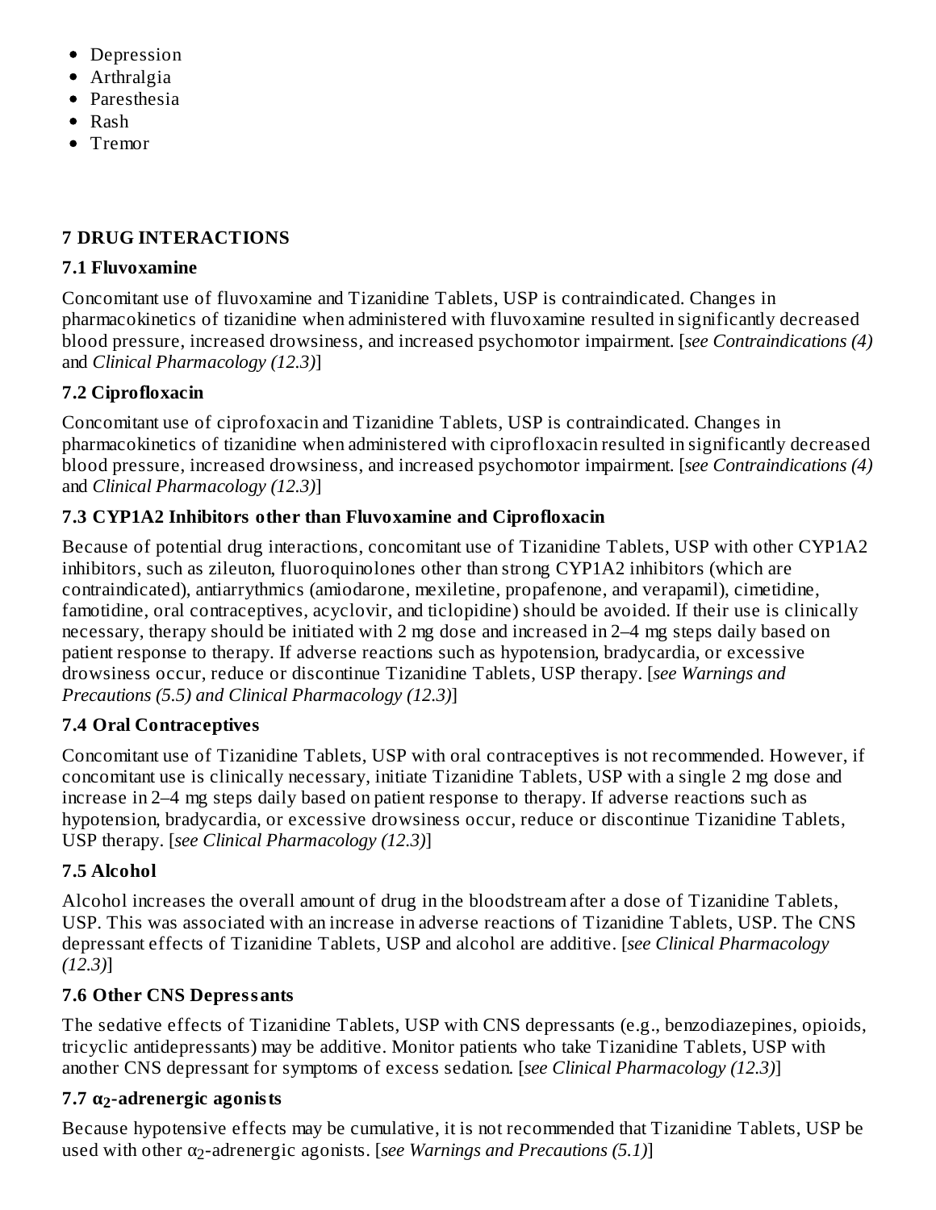- Depression
- Arthralgia
- Paresthesia
- Rash
- Tremor

## 7 DRUG INTERACTIONS

### 7.1 Fluvoxamine

Concomitant use of fluvoxamine and Tizanidine Tablets, USP is contraindicated. Changes in pharmacokinetics of tizanidine when administered with fluvoxamine resulted in significantly decreased blood pressure, increased drowsiness, and increased psychomotor impairment. [*see Contraindications (4)* and *Clinical Pharmacology (12.3)*]

### 7.2 Ciprofloxacin

Concomitant use of ciprofoxacin and Tizanidine Tablets, USP is contraindicated. Changes in pharmacokinetics of tizanidine when administered with ciprofloxacin resulted in significantly decreased blood pressure, increased drowsiness, and increased psychomotor impairment. [*see Contraindications (4)* and *Clinical Pharmacology (12.3)*]

### 7.3 CYP1A2 Inhibitors other than Fluvoxamine and Ciprofloxacin

Because of potential drug interactions, concomitant use of Tizanidine Tablets, USP with other CYP1A2 inhibitors, such as zileuton, fluoroquinolones other than strong CYP1A2 inhibitors (which are contraindicated), antiarrythmics (amiodarone, mexiletine, propafenone, and verapamil), cimetidine, famotidine, oral contraceptives, acyclovir, and ticlopidine) should be avoided. If their use is clinically necessary, therapy should be initiated with 2 mg dose and increased in 2–4 mg steps daily based on patient response to therapy. If adverse reactions such as hypotension, bradycardia, or excessive drowsiness occur, reduce or discontinue Tizanidine Tablets, USP therapy. [*see Warnings and Precautions (5.5) and Clinical Pharmacology (12.3)*]

### 7.4 Oral Contraceptives

Concomitant use of Tizanidine Tablets, USP with oral contraceptives is not recommended. However, if concomitant use is clinically necessary, initiate Tizanidine Tablets, USP with a single 2 mg dose and increase in 2–4 mg steps daily based on patient response to therapy. If adverse reactions such as hypotension, bradycardia, or excessive drowsiness occur, reduce or discontinue Tizanidine Tablets, USP therapy. [*see Clinical Pharmacology (12.3)*]

### 7.5 Alcohol

Alcohol increases the overall amount of drug in the bloodstream after a dose of Tizanidine Tablets, USP. This was associated with an increase in adverse reactions of Tizanidine Tablets, USP. The CNS depressant effects of Tizanidine Tablets, USP and alcohol are additive. [*see Clinical Pharmacology (12.3)*]

### 7.6 Other CNS Depressants

The sedative effects of Tizanidine Tablets, USP with CNS depressants (e.g., benzodiazepines, opioids, tricyclic antidepressants) may be additive. Monitor patients who take Tizanidine Tablets, USP with another CNS depressant for symptoms of excess sedation. [*see Clinical Pharmacology (12.3)*]

### 7.7 $\alpha_2$-adrenergic agonists

Because hypotensive effects may be cumulative, it is not recommended that Tizanidine Tablets, USP be used with other $\alpha_2$-adrenergic agonists. [*see Warnings and Precautions (5.1)*]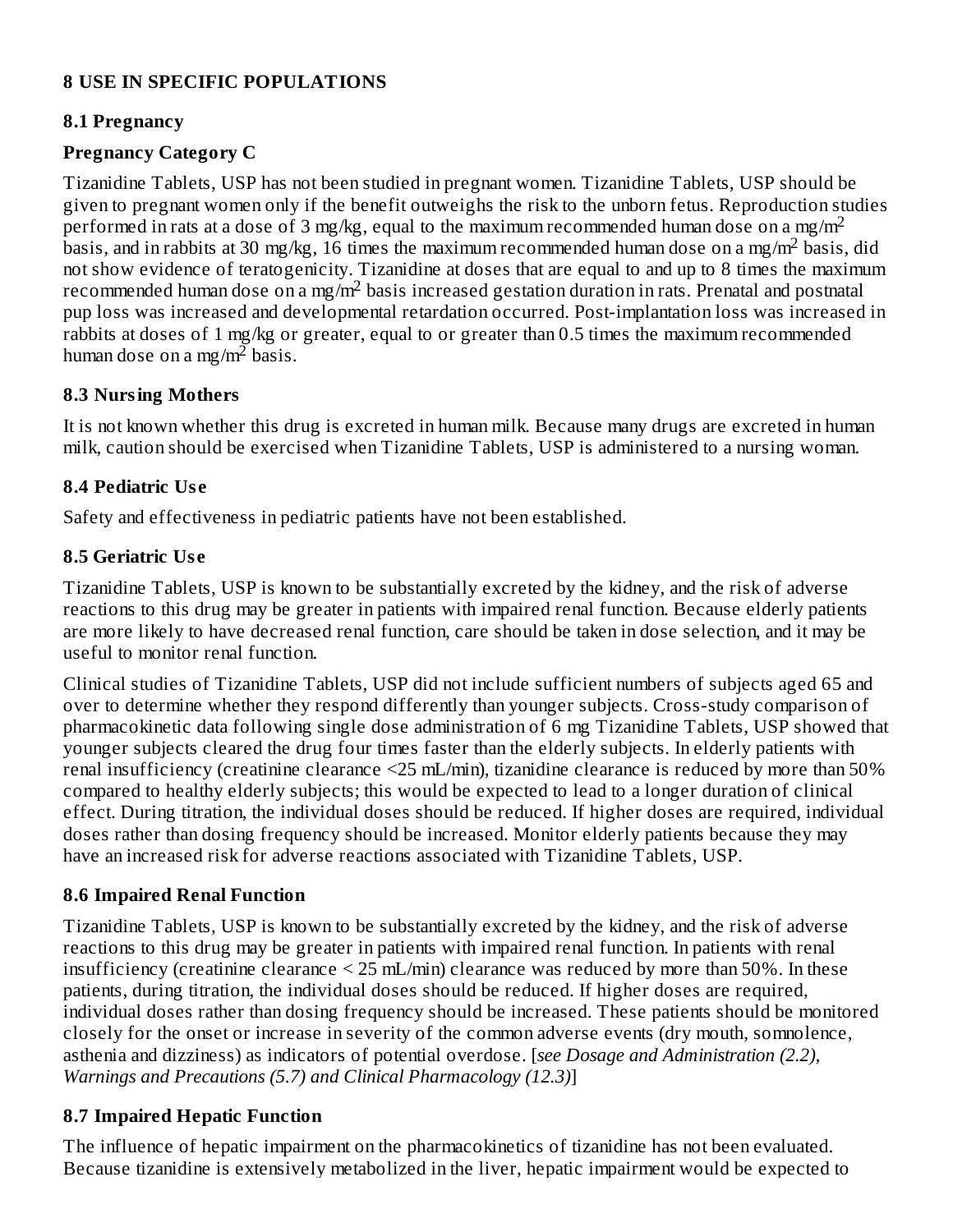## 8 USE IN SPECIFIC POPULATIONS

### 8.1 Pregnancy

**Pregnancy Category C**

Tizanidine Tablets, USP has not been studied in pregnant women. Tizanidine Tablets, USP should be given to pregnant women only if the benefit outweighs the risk to the unborn fetus. Reproduction studies performed in rats at a dose of 3 mg/kg, equal to the maximum recommended human dose on a mg/$m^2$ basis, and in rabbits at 30 mg/kg, 16 times the maximum recommended human dose on a mg/$m^2$ basis, did not show evidence of teratogenicity. Tizanidine at doses that are equal to and up to 8 times the maximum recommended human dose on a mg/$m^2$ basis increased gestation duration in rats. Prenatal and postnatal pup loss was increased and developmental retardation occurred. Post-implantation loss was increased in rabbits at doses of 1 mg/kg or greater, equal to or greater than 0.5 times the maximum recommended human dose on a mg/$m^2$ basis.

### 8.3 Nursing Mothers

It is not known whether this drug is excreted in human milk. Because many drugs are excreted in human milk, caution should be exercised when Tizanidine Tablets, USP is administered to a nursing woman.

### 8.4 Pediatric Use

Safety and effectiveness in pediatric patients have not been established.

### 8.5 Geriatric Use

Tizanidine Tablets, USP is known to be substantially excreted by the kidney, and the risk of adverse reactions to this drug may be greater in patients with impaired renal function. Because elderly patients are more likely to have decreased renal function, care should be taken in dose selection, and it may be useful to monitor renal function.

Clinical studies of Tizanidine Tablets, USP did not include sufficient numbers of subjects aged 65 and over to determine whether they respond differently than younger subjects. Cross-study comparison of pharmacokinetic data following single dose administration of 6 mg Tizanidine Tablets, USP showed that younger subjects cleared the drug four times faster than the elderly subjects. In elderly patients with renal insufficiency (creatinine clearance <25 mL/min), tizanidine clearance is reduced by more than 50% compared to healthy elderly subjects; this would be expected to lead to a longer duration of clinical effect. During titration, the individual doses should be reduced. If higher doses are required, individual doses rather than dosing frequency should be increased. Monitor elderly patients because they may have an increased risk for adverse reactions associated with Tizanidine Tablets, USP.

### 8.6 Impaired Renal Function

Tizanidine Tablets, USP is known to be substantially excreted by the kidney, and the risk of adverse reactions to this drug may be greater in patients with impaired renal function. In patients with renal insufficiency (creatinine clearance < 25 mL/min) clearance was reduced by more than 50%. In these patients, during titration, the individual doses should be reduced. If higher doses are required, individual doses rather than dosing frequency should be increased. These patients should be monitored closely for the onset or increase in severity of the common adverse events (dry mouth, somnolence, asthenia and dizziness) as indicators of potential overdose. [*see Dosage and Administration (2.2), Warnings and Precautions (5.7) and Clinical Pharmacology (12.3)*]

### 8.7 Impaired Hepatic Function

The influence of hepatic impairment on the pharmacokinetics of tizanidine has not been evaluated. Because tizanidine is extensively metabolized in the liver, hepatic impairment would be expected to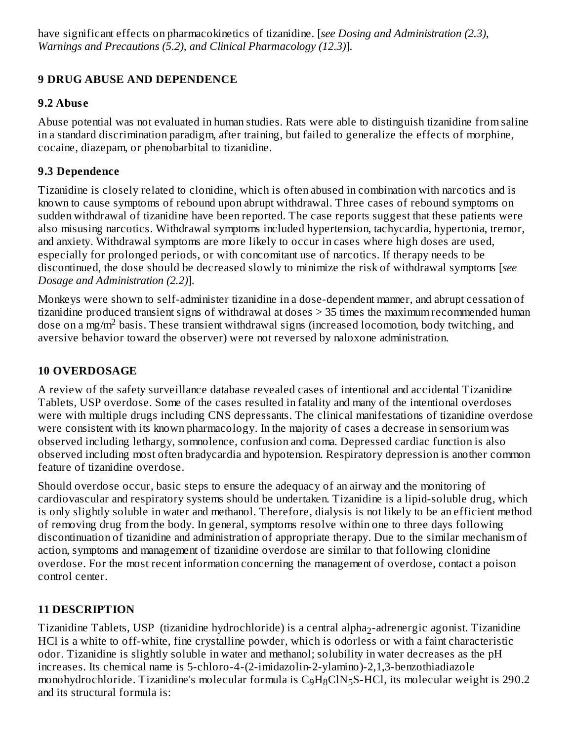have significant effects on pharmacokinetics of tizanidine. [*see Dosing and Administration (2.3), Warnings and Precautions (5.2), and Clinical Pharmacology (12.3)*].

## 9 DRUG ABUSE AND DEPENDENCE

### 9.2 Abuse

Abuse potential was not evaluated in human studies. Rats were able to distinguish tizanidine from saline in a standard discrimination paradigm, after training, but failed to generalize the effects of morphine, cocaine, diazepam, or phenobarbital to tizanidine.

### 9.3 Dependence

Tizanidine is closely related to clonidine, which is often abused in combination with narcotics and is known to cause symptoms of rebound upon abrupt withdrawal. Three cases of rebound symptoms on sudden withdrawal of tizanidine have been reported. The case reports suggest that these patients were also misusing narcotics. Withdrawal symptoms included hypertension, tachycardia, hypertonia, tremor, and anxiety. Withdrawal symptoms are more likely to occur in cases where high doses are used, especially for prolonged periods, or with concomitant use of narcotics. If therapy needs to be discontinued, the dose should be decreased slowly to minimize the risk of withdrawal symptoms [*see Dosage and Administration (2.2)*].

Monkeys were shown to self-administer tizanidine in a dose-dependent manner, and abrupt cessation of tizanidine produced transient signs of withdrawal at doses > 35 times the maximum recommended human dose on a mg/$m^2$ basis. These transient withdrawal signs (increased locomotion, body twitching, and aversive behavior toward the observer) were not reversed by naloxone administration.

## 10 OVERDOSAGE

A review of the safety surveillance database revealed cases of intentional and accidental Tizanidine Tablets, USP overdose. Some of the cases resulted in fatality and many of the intentional overdoses were with multiple drugs including CNS depressants. The clinical manifestations of tizanidine overdose were consistent with its known pharmacology. In the majority of cases a decrease in sensorium was observed including lethargy, somnolence, confusion and coma. Depressed cardiac function is also observed including most often bradycardia and hypotension. Respiratory depression is another common feature of tizanidine overdose.

Should overdose occur, basic steps to ensure the adequacy of an airway and the monitoring of cardiovascular and respiratory systems should be undertaken. Tizanidine is a lipid-soluble drug, which is only slightly soluble in water and methanol. Therefore, dialysis is not likely to be an efficient method of removing drug from the body. In general, symptoms resolve within one to three days following discontinuation of tizanidine and administration of appropriate therapy. Due to the similar mechanism of action, symptoms and management of tizanidine overdose are similar to that following clonidine overdose. For the most recent information concerning the management of overdose, contact a poison control center.

## 11 DESCRIPTION

Tizanidine Tablets, USP (tizanidine hydrochloride) is a central alpha$_2$-adrenergic agonist. Tizanidine HCl is a white to off-white, fine crystalline powder, which is odorless or with a faint characteristic odor. Tizanidine is slightly soluble in water and methanol; solubility in water decreases as the pH increases. Its chemical name is 5-chloro-4-(2-imidazolin-2-ylamino)-2,1,3-benzothiadiazole monohydrochloride. Tizanidine's molecular formula is $C_9H_8ClN_5S$-HCl, its molecular weight is 290.2 and its structural formula is: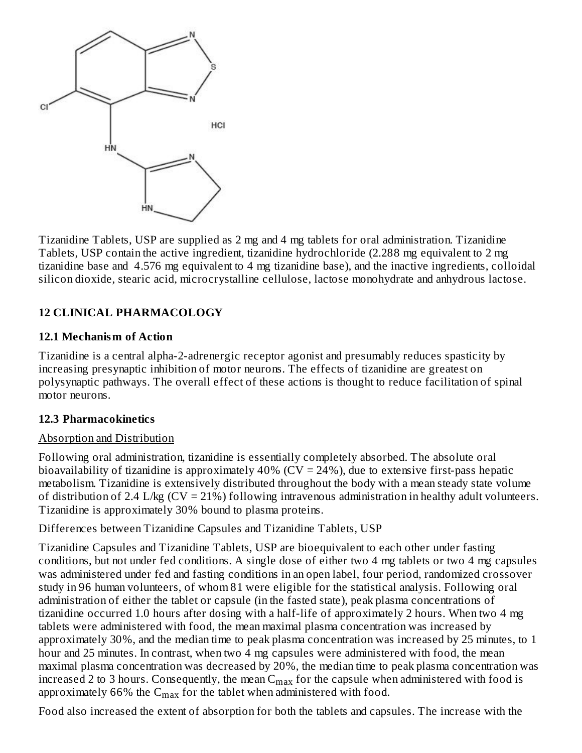Tizanidine Tablets, USP are supplied as 2 mg and 4 mg tablets for oral administration. Tizanidine Tablets, USP contain the active ingredient, tizanidine hydrochloride (2.288 mg equivalent to 2 mg tizanidine base and 4.576 mg equivalent to 4 mg tizanidine base), and the inactive ingredients, colloidal silicon dioxide, stearic acid, microcrystalline cellulose, lactose monohydrate and anhydrous lactose.

## 12 CLINICAL PHARMACOLOGY

### 12.1 Mechanism of Action

Tizanidine is a central alpha-2-adrenergic receptor agonist and presumably reduces spasticity by increasing presynaptic inhibition of motor neurons. The effects of tizanidine are greatest on polysynaptic pathways. The overall effect of these actions is thought to reduce facilitation of spinal motor neurons.

### 12.3 Pharmacokinetics

Absorption and Distribution

Following oral administration, tizanidine is essentially completely absorbed. The absolute oral bioavailability of tizanidine is approximately 40% (CV = 24%), due to extensive first-pass hepatic metabolism. Tizanidine is extensively distributed throughout the body with a mean steady state volume of distribution of 2.4 L/kg (CV = 21%) following intravenous administration in healthy adult volunteers. Tizanidine is approximately 30% bound to plasma proteins.

Differences between Tizanidine Capsules and Tizanidine Tablets, USP

Tizanidine Capsules and Tizanidine Tablets, USP are bioequivalent to each other under fasting conditions, but not under fed conditions. A single dose of either two 4 mg tablets or two 4 mg capsules was administered under fed and fasting conditions in an open label, four period, randomized crossover study in 96 human volunteers, of whom 81 were eligible for the statistical analysis. Following oral administration of either the tablet or capsule (in the fasted state), peak plasma concentrations of tizanidine occurred 1.0 hours after dosing with a half-life of approximately 2 hours. When two 4 mg tablets were administered with food, the mean maximal plasma concentration was increased by approximately 30%, and the median time to peak plasma concentration was increased by 25 minutes, to 1 hour and 25 minutes. In contrast, when two 4 mg capsules were administered with food, the mean maximal plasma concentration was decreased by 20%, the median time to peak plasma concentration was increased 2 to 3 hours. Consequently, the mean $C_{max}$ for the capsule when administered with food is approximately 66% the $C_{max}$ for the tablet when administered with food.

Food also increased the extent of absorption for both the tablets and capsules. The increase with the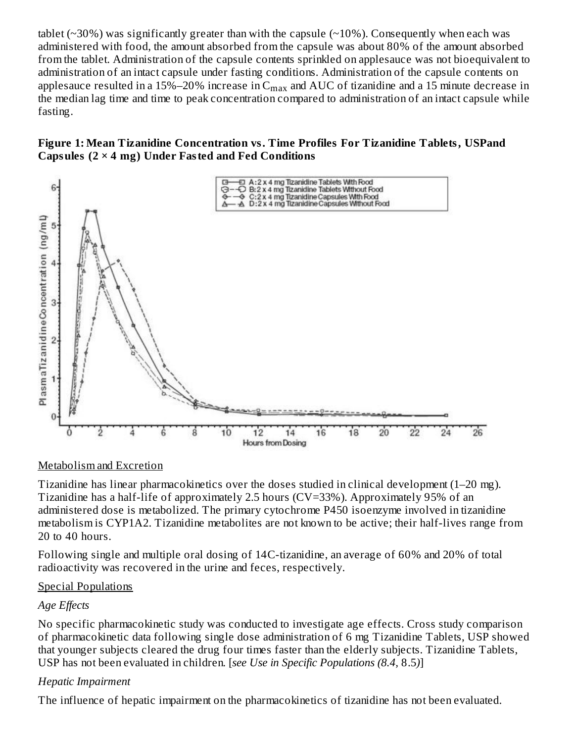tablet (~30%) was significantly greater than with the capsule (~10%). Consequently when each was administered with food, the amount absorbed from the capsule was about 80% of the amount absorbed from the tablet. Administration of the capsule contents sprinkled on applesauce was not bioequivalent to administration of an intact capsule under fasting conditions. Administration of the capsule contents on applesauce resulted in a 15%–20% increase in $C_{max}$ and AUC of tizanidine and a 15 minute decrease in the median lag time and time to peak concentration compared to administration of an intact capsule while fasting.

**Figure 1: Mean Tizanidine Concentration vs. Time Profiles For Tizanidine Tablets, USPand Capsules (2 × 4 mg) Under Fasted and Fed Conditions**

Metabolism and Excretion

Tizanidine has linear pharmacokinetics over the doses studied in clinical development (1–20 mg). Tizanidine has a half-life of approximately 2.5 hours (CV=33%). Approximately 95% of an administered dose is metabolized. The primary cytochrome P450 isoenzyme involved in tizanidine metabolism is CYP1A2. Tizanidine metabolites are not known to be active; their half-lives range from 20 to 40 hours.

Following single and multiple oral dosing of 14C-tizanidine, an average of 60% and 20% of total radioactivity was recovered in the urine and feces, respectively.

Special Populations

*Age Effects*

No specific pharmacokinetic study was conducted to investigate age effects. Cross study comparison of pharmacokinetic data following single dose administration of 6 mg Tizanidine Tablets, USP showed that younger subjects cleared the drug four times faster than the elderly subjects. Tizanidine Tablets, USP has not been evaluated in children. [*see Use in Specific Populations (8.4,* 8.5*)*]

*Hepatic Impairment*

The influence of hepatic impairment on the pharmacokinetics of tizanidine has not been evaluated.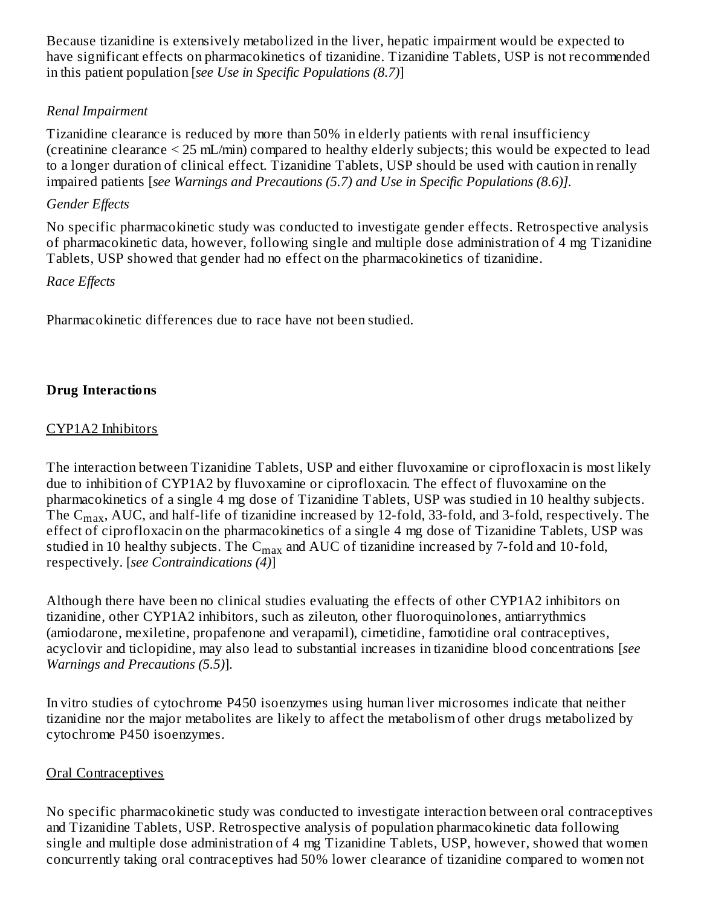Because tizanidine is extensively metabolized in the liver, hepatic impairment would be expected to have significant effects on pharmacokinetics of tizanidine. Tizanidine Tablets, USP is not recommended in this patient population [*see Use in Specific Populations (8.7)*]

*Renal Impairment*

Tizanidine clearance is reduced by more than 50% in elderly patients with renal insufficiency (creatinine clearance < 25 mL/min) compared to healthy elderly subjects; this would be expected to lead to a longer duration of clinical effect. Tizanidine Tablets, USP should be used with caution in renally impaired patients [*see Warnings and Precautions (5.7) and Use in Specific Populations (8.6)].*

*Gender Effects*

No specific pharmacokinetic study was conducted to investigate gender effects. Retrospective analysis of pharmacokinetic data, however, following single and multiple dose administration of 4 mg Tizanidine Tablets, USP showed that gender had no effect on the pharmacokinetics of tizanidine.

*Race Effects*

Pharmacokinetic differences due to race have not been studied.

**Drug Interactions**

CYP1A2 Inhibitors

The interaction between Tizanidine Tablets, USP and either fluvoxamine or ciprofloxacin is most likely due to inhibition of CYP1A2 by fluvoxamine or ciprofloxacin. The effect of fluvoxamine on the pharmacokinetics of a single 4 mg dose of Tizanidine Tablets, USP was studied in 10 healthy subjects. The $C_{max}$, AUC, and half-life of tizanidine increased by 12-fold, 33-fold, and 3-fold, respectively. The effect of ciprofloxacin on the pharmacokinetics of a single 4 mg dose of Tizanidine Tablets, USP was studied in 10 healthy subjects. The $C_{max}$ and AUC of tizanidine increased by 7-fold and 10-fold, respectively. [*see Contraindications (4)*]

Although there have been no clinical studies evaluating the effects of other CYP1A2 inhibitors on tizanidine, other CYP1A2 inhibitors, such as zileuton, other fluoroquinolones, antiarrythmics (amiodarone, mexiletine, propafenone and verapamil), cimetidine, famotidine oral contraceptives, acyclovir and ticlopidine, may also lead to substantial increases in tizanidine blood concentrations [*see Warnings and Precautions (5.5)*].

In vitro studies of cytochrome P450 isoenzymes using human liver microsomes indicate that neither tizanidine nor the major metabolites are likely to affect the metabolism of other drugs metabolized by cytochrome P450 isoenzymes.

Oral Contraceptives

No specific pharmacokinetic study was conducted to investigate interaction between oral contraceptives and Tizanidine Tablets, USP. Retrospective analysis of population pharmacokinetic data following single and multiple dose administration of 4 mg Tizanidine Tablets, USP, however, showed that women concurrently taking oral contraceptives had 50% lower clearance of tizanidine compared to women not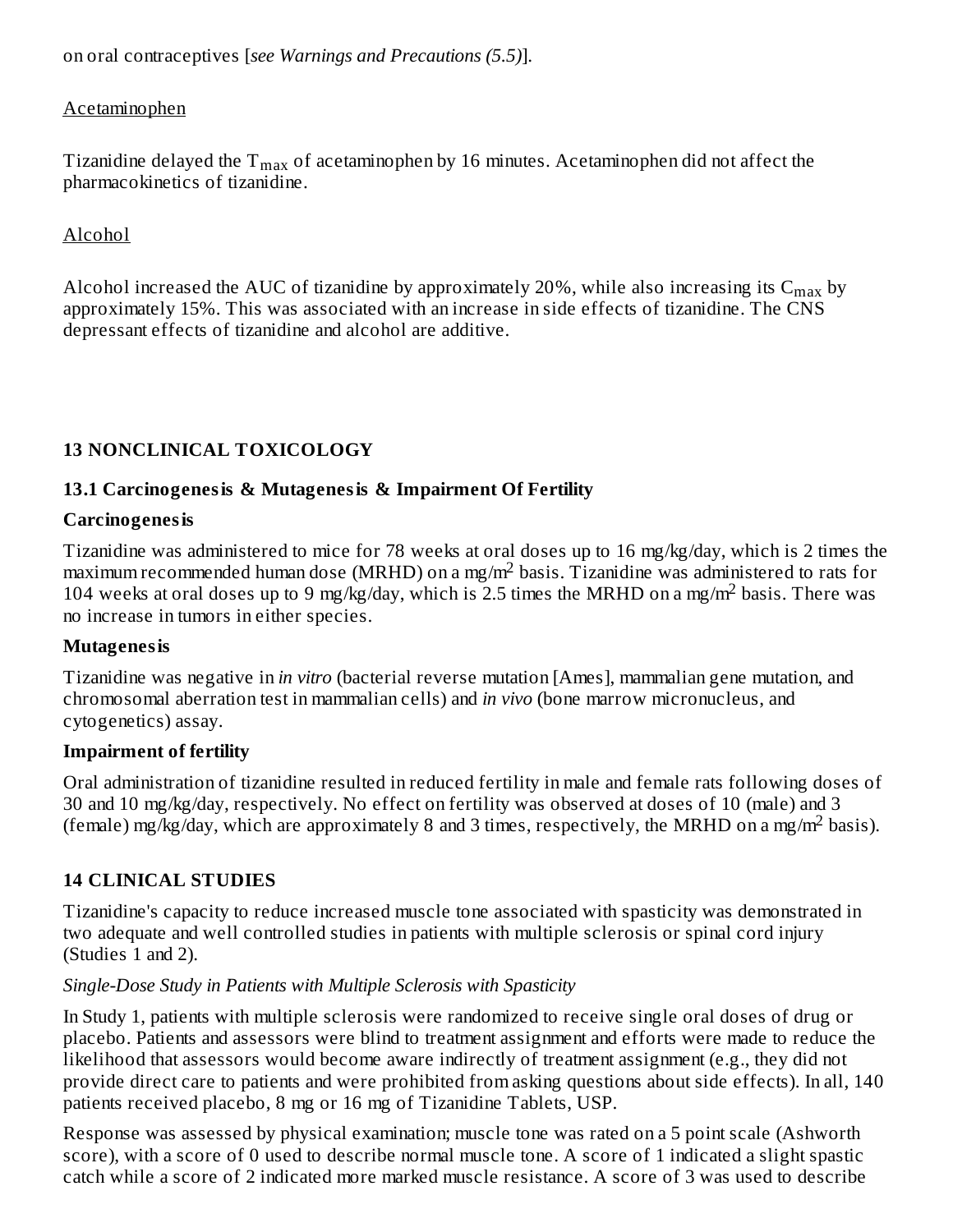on oral contraceptives [*see Warnings and Precautions (5.5)*].

Acetaminophen

Tizanidine delayed the $T_{max}$ of acetaminophen by 16 minutes. Acetaminophen did not affect the pharmacokinetics of tizanidine.

Alcohol

Alcohol increased the AUC of tizanidine by approximately 20%, while also increasing its $C_{max}$ by approximately 15%. This was associated with an increase in side effects of tizanidine. The CNS depressant effects of tizanidine and alcohol are additive.

## 13 NONCLINICAL TOXICOLOGY

### 13.1 Carcinogenesis & Mutagenesis & Impairment Of Fertility

**Carcinogenesis**

Tizanidine was administered to mice for 78 weeks at oral doses up to 16 mg/kg/day, which is 2 times the maximum recommended human dose (MRHD) on a mg/$m^2$ basis. Tizanidine was administered to rats for 104 weeks at oral doses up to 9 mg/kg/day, which is 2.5 times the MRHD on a mg/$m^2$ basis. There was no increase in tumors in either species.

**Mutagenesis**

Tizanidine was negative in *in vitro* (bacterial reverse mutation [Ames], mammalian gene mutation, and chromosomal aberration test in mammalian cells) and *in vivo* (bone marrow micronucleus, and cytogenetics) assay.

**Impairment of fertility**

Oral administration of tizanidine resulted in reduced fertility in male and female rats following doses of 30 and 10 mg/kg/day, respectively. No effect on fertility was observed at doses of 10 (male) and 3 (female) mg/kg/day, which are approximately 8 and 3 times, respectively, the MRHD on a mg/$m^2$ basis).

## 14 CLINICAL STUDIES

Tizanidine's capacity to reduce increased muscle tone associated with spasticity was demonstrated in two adequate and well controlled studies in patients with multiple sclerosis or spinal cord injury (Studies 1 and 2).

*Single-Dose Study in Patients with Multiple Sclerosis with Spasticity*

In Study 1, patients with multiple sclerosis were randomized to receive single oral doses of drug or placebo. Patients and assessors were blind to treatment assignment and efforts were made to reduce the likelihood that assessors would become aware indirectly of treatment assignment (e.g., they did not provide direct care to patients and were prohibited from asking questions about side effects). In all, 140 patients received placebo, 8 mg or 16 mg of Tizanidine Tablets, USP.

Response was assessed by physical examination; muscle tone was rated on a 5 point scale (Ashworth score), with a score of 0 used to describe normal muscle tone. A score of 1 indicated a slight spastic catch while a score of 2 indicated more marked muscle resistance. A score of 3 was used to describe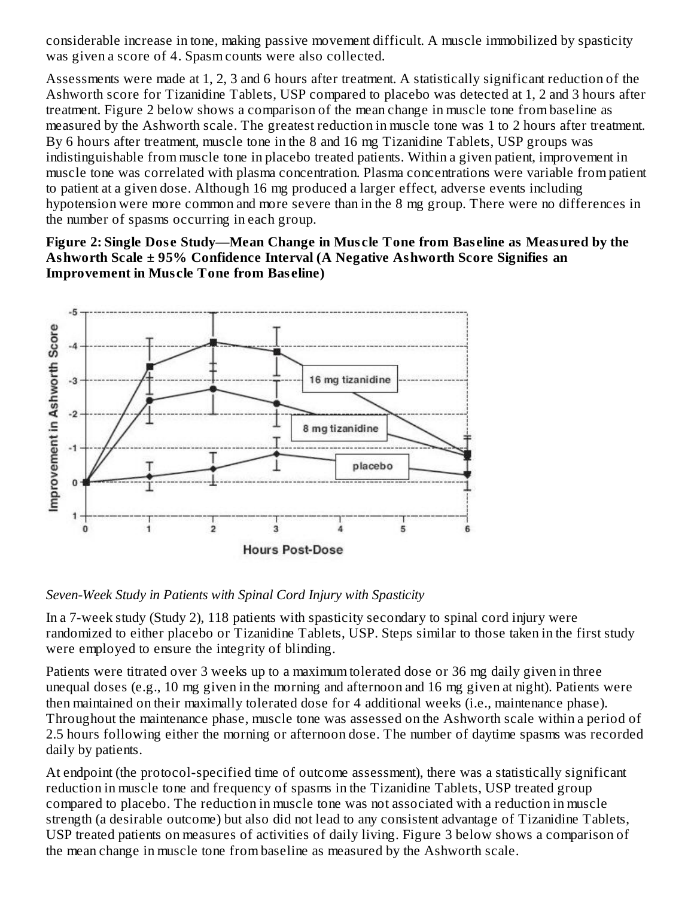considerable increase in tone, making passive movement difficult. A muscle immobilized by spasticity was given a score of 4. Spasm counts were also collected.

Assessments were made at 1, 2, 3 and 6 hours after treatment. A statistically significant reduction of the Ashworth score for Tizanidine Tablets, USP compared to placebo was detected at 1, 2 and 3 hours after treatment. Figure 2 below shows a comparison of the mean change in muscle tone from baseline as measured by the Ashworth scale. The greatest reduction in muscle tone was 1 to 2 hours after treatment. By 6 hours after treatment, muscle tone in the 8 and 16 mg Tizanidine Tablets, USP groups was indistinguishable from muscle tone in placebo treated patients. Within a given patient, improvement in muscle tone was correlated with plasma concentration. Plasma concentrations were variable from patient to patient at a given dose. Although 16 mg produced a larger effect, adverse events including hypotension were more common and more severe than in the 8 mg group. There were no differences in the number of spasms occurring in each group.

**Figure 2: Single Dose Study—Mean Change in Muscle Tone from Baseline as Measured by the Ashworth Scale ± 95% Confidence Interval (A Negative Ashworth Score Signifies an Improvement in Muscle Tone from Baseline)**

*Seven-Week Study in Patients with Spinal Cord Injury with Spasticity*

In a 7-week study (Study 2), 118 patients with spasticity secondary to spinal cord injury were randomized to either placebo or Tizanidine Tablets, USP. Steps similar to those taken in the first study were employed to ensure the integrity of blinding.

Patients were titrated over 3 weeks up to a maximum tolerated dose or 36 mg daily given in three unequal doses (e.g., 10 mg given in the morning and afternoon and 16 mg given at night). Patients were then maintained on their maximally tolerated dose for 4 additional weeks (i.e., maintenance phase). Throughout the maintenance phase, muscle tone was assessed on the Ashworth scale within a period of 2.5 hours following either the morning or afternoon dose. The number of daytime spasms was recorded daily by patients.

At endpoint (the protocol-specified time of outcome assessment), there was a statistically significant reduction in muscle tone and frequency of spasms in the Tizanidine Tablets, USP treated group compared to placebo. The reduction in muscle tone was not associated with a reduction in muscle strength (a desirable outcome) but also did not lead to any consistent advantage of Tizanidine Tablets, USP treated patients on measures of activities of daily living. Figure 3 below shows a comparison of the mean change in muscle tone from baseline as measured by the Ashworth scale.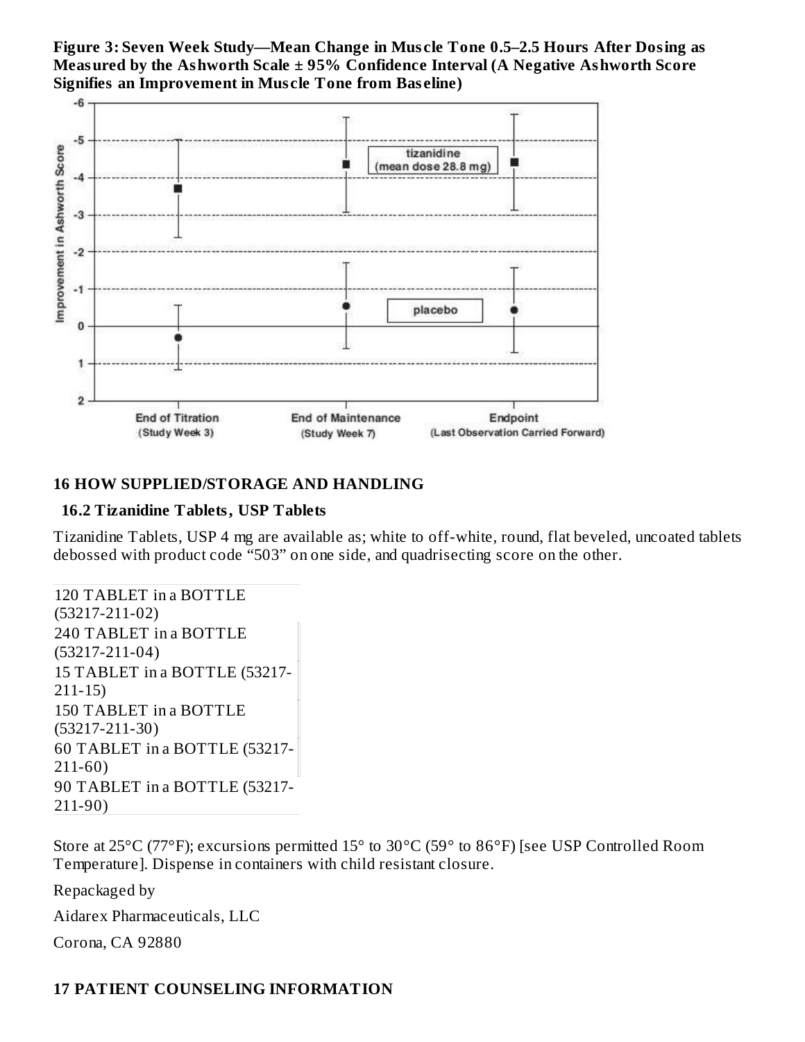**Figure 3: Seven Week Study—Mean Change in Muscle Tone 0.5–2.5 Hours After Dosing as Measured by the Ashworth Scale ± 95% Confidence Interval (A Negative Ashworth Score Signifies an Improvement in Muscle Tone from Baseline)**

## 16 HOW SUPPLIED/STORAGE AND HANDLING

### 16.2 Tizanidine Tablets, USP Tablets

Tizanidine Tablets, USP 4 mg are available as; white to off-white, round, flat beveled, uncoated tablets debossed with product code “503” on one side, and quadrisecting score on the other.

| |
|---|
| 120 TABLET in a BOTTLE (53217-211-02) |
| 240 TABLET in a BOTTLE (53217-211-04) |
| 15 TABLET in a BOTTLE (53217-211-15) |
| 150 TABLET in a BOTTLE (53217-211-30) |
| 60 TABLET in a BOTTLE (53217-211-60) |
| 90 TABLET in a BOTTLE (53217-211-90) |

Store at 25°C (77°F); excursions permitted 15° to 30°C (59° to 86°F) [see USP Controlled Room Temperature]. Dispense in containers with child resistant closure.

Repackaged by

Aidarex Pharmaceuticals, LLC

Corona, CA 92880

## 17 PATIENT COUNSELING INFORMATION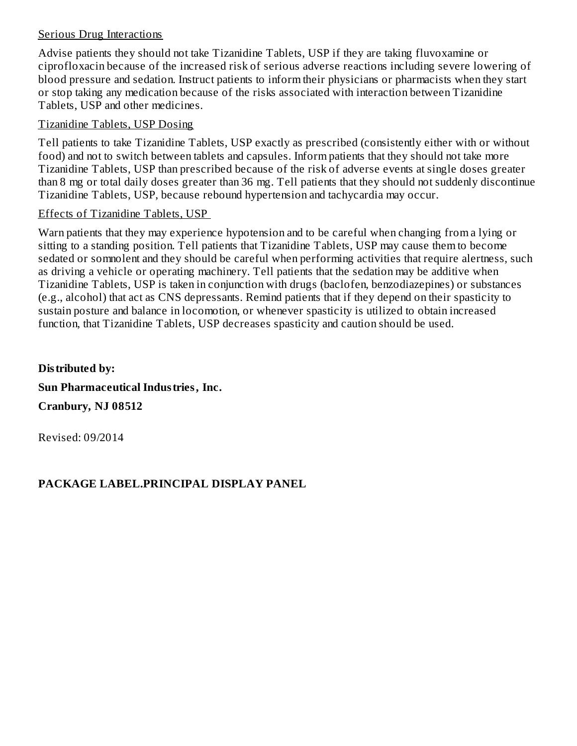Serious Drug Interactions

Advise patients they should not take Tizanidine Tablets, USP if they are taking fluvoxamine or ciprofloxacin because of the increased risk of serious adverse reactions including severe lowering of blood pressure and sedation. Instruct patients to inform their physicians or pharmacists when they start or stop taking any medication because of the risks associated with interaction between Tizanidine Tablets, USP and other medicines.

Tizanidine Tablets, USP Dosing

Tell patients to take Tizanidine Tablets, USP exactly as prescribed (consistently either with or without food) and not to switch between tablets and capsules. Inform patients that they should not take more Tizanidine Tablets, USP than prescribed because of the risk of adverse events at single doses greater than 8 mg or total daily doses greater than 36 mg. Tell patients that they should not suddenly discontinue Tizanidine Tablets, USP, because rebound hypertension and tachycardia may occur.

Effects of Tizanidine Tablets, USP

Warn patients that they may experience hypotension and to be careful when changing from a lying or sitting to a standing position. Tell patients that Tizanidine Tablets, USP may cause them to become sedated or somnolent and they should be careful when performing activities that require alertness, such as driving a vehicle or operating machinery. Tell patients that the sedation may be additive when Tizanidine Tablets, USP is taken in conjunction with drugs (baclofen, benzodiazepines) or substances (e.g., alcohol) that act as CNS depressants. Remind patients that if they depend on their spasticity to sustain posture and balance in locomotion, or whenever spasticity is utilized to obtain increased function, that Tizanidine Tablets, USP decreases spasticity and caution should be used.

**Distributed by:**

**Sun Pharmaceutical Industries, Inc.**

**Cranbury, NJ 08512**

Revised: 09/2014

**PACKAGE LABEL.PRINCIPAL DISPLAY PANEL**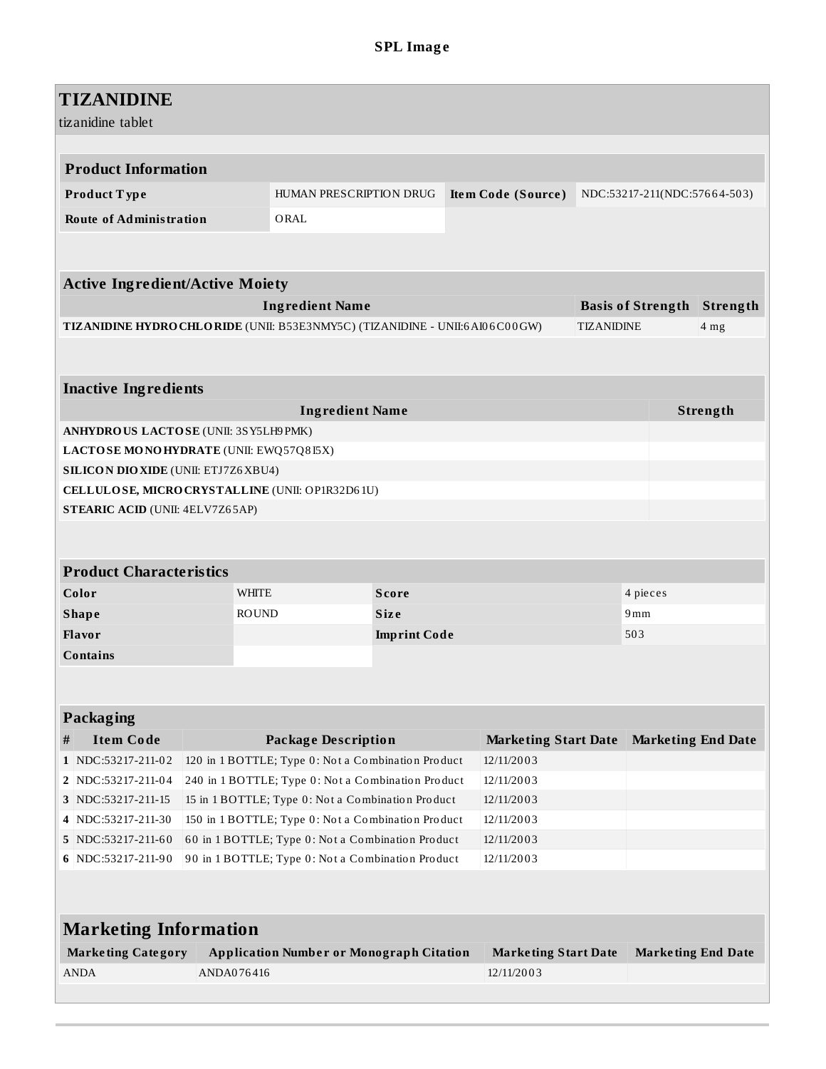## SPL Image

# TIZANIDINE

tizanidine tablet

| Product Information | | | |
|---|---|---|---|
| **Product Type** | HUMAN PRESCRIPTION DRUG | **Item Code (Source)** | NDC:53217-211(NDC:57664-503) |
| **Route of Administration** | ORAL | | |

| Active Ingredient/Active Moiety | | |
|---|---|---|
| **Ingredient Name** | **Basis of Strength** | **Strength** |
| **TIZANIDINE HYDROCHLORIDE** (UNII: B53E3NMY5C) (TIZANIDINE - UNII:6AI06C00GW) | TIZANIDINE | 4 mg |

| Inactive Ingredients | |
|---|---|
| **Ingredient Name** | **Strength** |
| **ANHYDROUS LACTOSE** (UNII: 3SY5LH9PMK) | |
| **LACTOSE MONOHYDRATE** (UNII: EWQ57Q8I5X) | |
| **SILICON DIOXIDE** (UNII: ETJ7Z6XBU4) | |
| **CELLULOSE, MICROCRYSTALLINE** (UNII: OP1R32D61U) | |
| **STEARIC ACID** (UNII: 4ELV7Z65AP) | |

| Product Characteristics | | | |
|---|---|---|---|
| **Color** | WHITE | **Score** | 4 pieces |
| **Shape** | ROUND | **Size** | 9mm |
| **Flavor** | | **Imprint Code** | 503 |
| **Contains** | | | |

| Packaging | | | | |
|---|---|---|---|---|
| **#** | **Item Code** | **Package Description** | **Marketing Start Date** | **Marketing End Date** |
| 1 | NDC:53217-211-02 | 120 in 1 BOTTLE; Type 0: Not a Combination Product | 12/11/2003 | |
| 2 | NDC:53217-211-04 | 240 in 1 BOTTLE; Type 0: Not a Combination Product | 12/11/2003 | |
| 3 | NDC:53217-211-15 | 15 in 1 BOTTLE; Type 0: Not a Combination Product | 12/11/2003 | |
| 4 | NDC:53217-211-30 | 150 in 1 BOTTLE; Type 0: Not a Combination Product | 12/11/2003 | |
| 5 | NDC:53217-211-60 | 60 in 1 BOTTLE; Type 0: Not a Combination Product | 12/11/2003 | |
| 6 | NDC:53217-211-90 | 90 in 1 BOTTLE; Type 0: Not a Combination Product | 12/11/2003 | |

| Marketing Information | | | |
|---|---|---|---|
| **Marketing Category** | **Application Number or Monograph Citation** | **Marketing Start Date** | **Marketing End Date** |
| ANDA | ANDA076416 | 12/11/2003 | |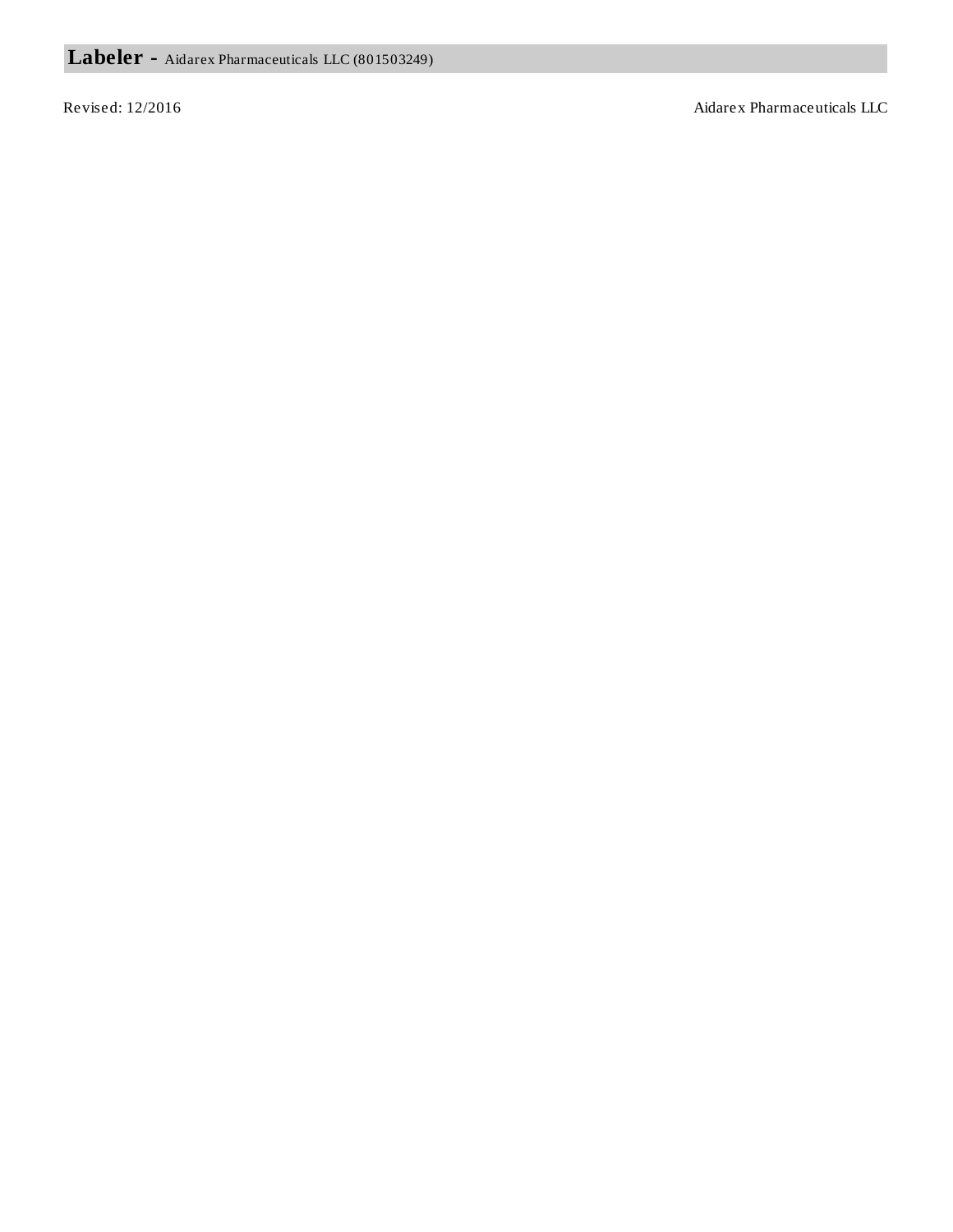**Labeler -** Aidarex Pharmaceuticals LLC (801503249)

Revised: 12/2016

Aidarex Pharmaceuticals LLC